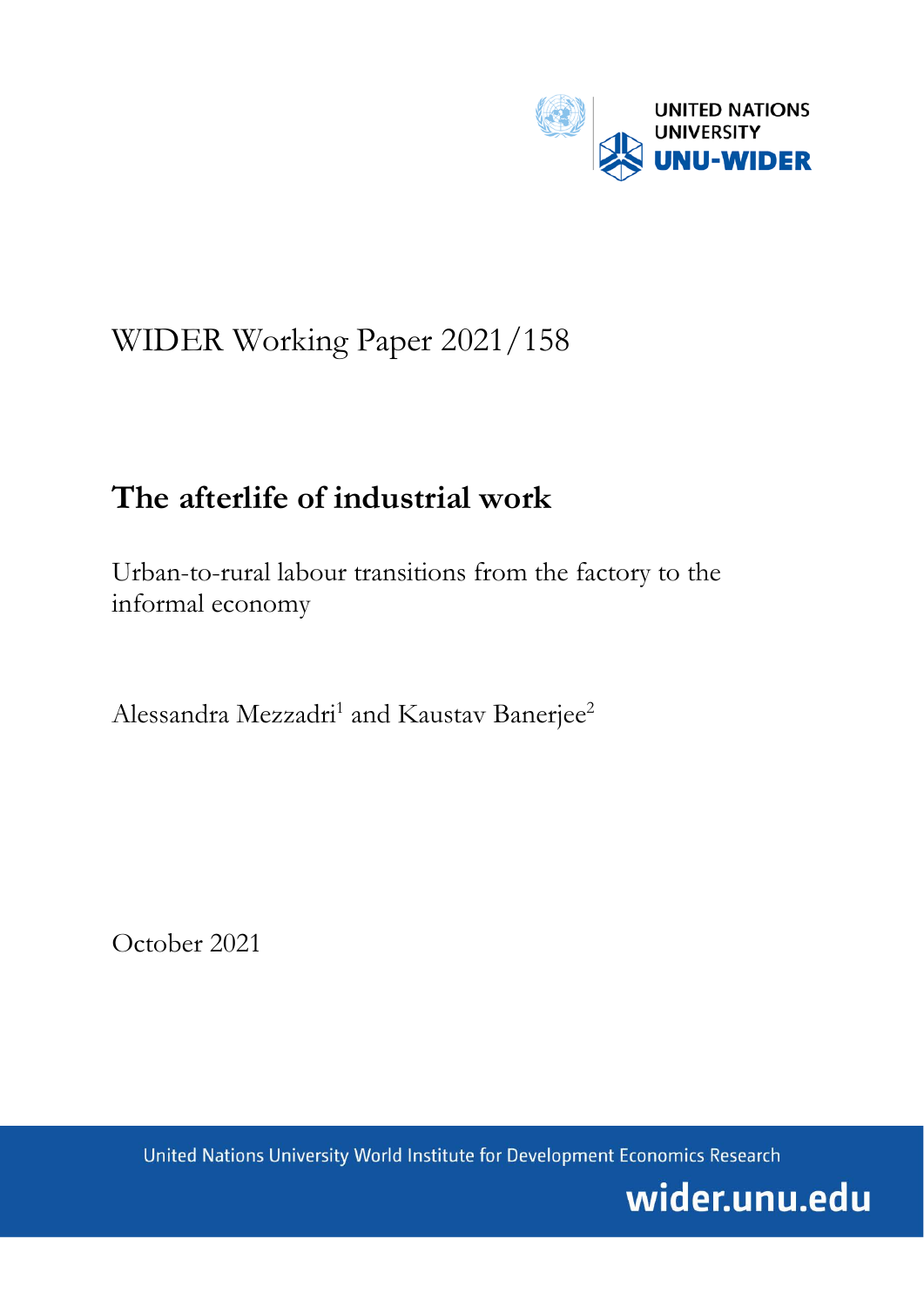UNITED NATIONS UNIVERSITY
UNU-WIDER

WIDER Working Paper 2021/158

# The afterlife of industrial work

Urban-to-rural labour transitions from the factory to the informal economy

Alessandra Mezzadri[1] and Kaustav Banerjee[2]

October 2021

United Nations University World Institute for Development Economics Research

wider.unu.edu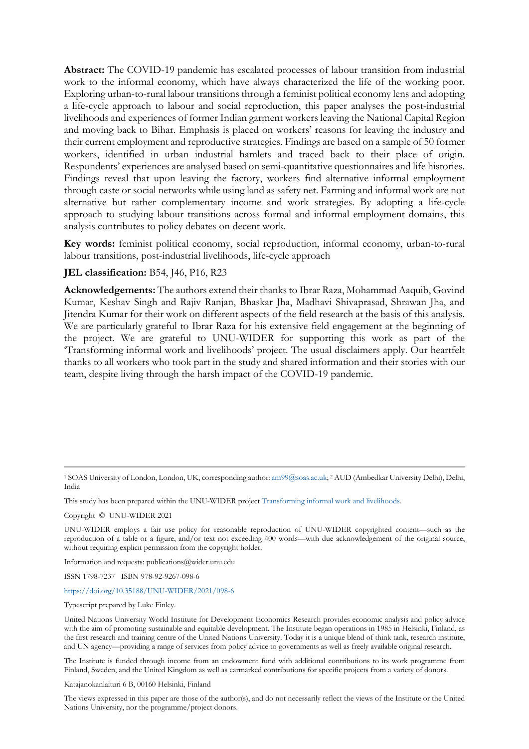**Abstract:** The COVID-19 pandemic has escalated processes of labour transition from industrial work to the informal economy, which have always characterized the life of the working poor. Exploring urban-to-rural labour transitions through a feminist political economy lens and adopting a life-cycle approach to labour and social reproduction, this paper analyses the post-industrial livelihoods and experiences of former Indian garment workers leaving the National Capital Region and moving back to Bihar. Emphasis is placed on workers' reasons for leaving the industry and their current employment and reproductive strategies. Findings are based on a sample of 50 former workers, identified in urban industrial hamlets and traced back to their place of origin. Respondents' experiences are analysed based on semi-quantitative questionnaires and life histories. Findings reveal that upon leaving the factory, workers find alternative informal employment through caste or social networks while using land as safety net. Farming and informal work are not alternative but rather complementary income and work strategies. By adopting a life-cycle approach to studying labour transitions across formal and informal employment domains, this analysis contributes to policy debates on decent work.

**Key words:** feminist political economy, social reproduction, informal economy, urban-to-rural labour transitions, post-industrial livelihoods, life-cycle approach

**JEL classification:** B54, J46, P16, R23

**Acknowledgements:** The authors extend their thanks to Ibrar Raza, Mohammad Aaquib, Govind Kumar, Keshav Singh and Rajiv Ranjan, Bhaskar Jha, Madhavi Shivaprasad, Shrawan Jha, and Jitendra Kumar for their work on different aspects of the field research at the basis of this analysis. We are particularly grateful to Ibrar Raza for his extensive field engagement at the beginning of the project. We are grateful to UNU-WIDER for supporting this work as part of the 'Transforming informal work and livelihoods' project. The usual disclaimers apply. Our heartfelt thanks to all workers who took part in the study and shared information and their stories with our team, despite living through the harsh impact of the COVID-19 pandemic.

---

[1] SOAS University of London, London, UK, corresponding author: am99@soas.ac.uk; [2] AUD (Ambedkar University Delhi), Delhi, India

This study has been prepared within the UNU-WIDER project Transforming informal work and livelihoods.

Copyright © UNU-WIDER 2021

UNU-WIDER employs a fair use policy for reasonable reproduction of UNU-WIDER copyrighted content—such as the reproduction of a table or a figure, and/or text not exceeding 400 words—with due acknowledgement of the original source, without requiring explicit permission from the copyright holder.

Information and requests: publications@wider.unu.edu

ISSN 1798-7237 ISBN 978-92-9267-098-6

https://doi.org/10.35188/UNU-WIDER/2021/098-6

Typescript prepared by Luke Finley.

United Nations University World Institute for Development Economics Research provides economic analysis and policy advice with the aim of promoting sustainable and equitable development. The Institute began operations in 1985 in Helsinki, Finland, as the first research and training centre of the United Nations University. Today it is a unique blend of think tank, research institute, and UN agency—providing a range of services from policy advice to governments as well as freely available original research.

The Institute is funded through income from an endowment fund with additional contributions to its work programme from Finland, Sweden, and the United Kingdom as well as earmarked contributions for specific projects from a variety of donors.

Katajanokanlaituri 6 B, 00160 Helsinki, Finland

The views expressed in this paper are those of the author(s), and do not necessarily reflect the views of the Institute or the United Nations University, nor the programme/project donors.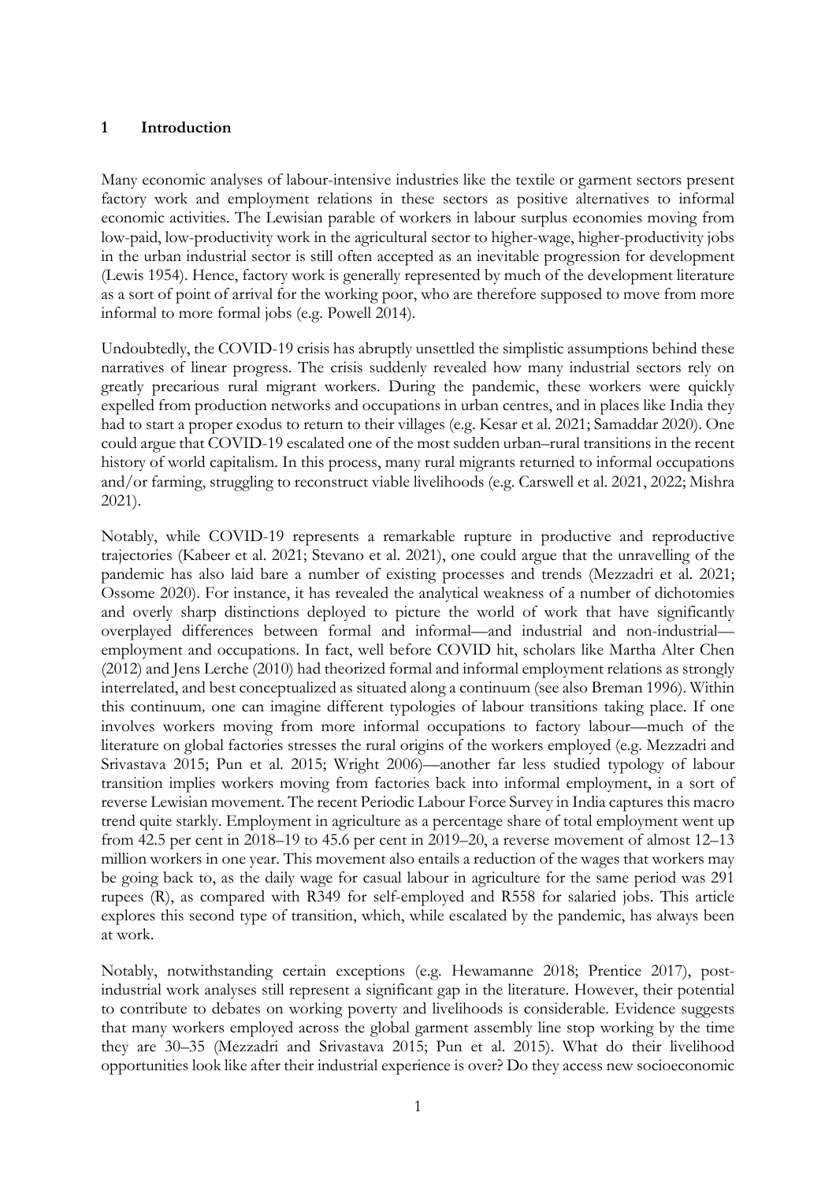## 1 Introduction

Many economic analyses of labour-intensive industries like the textile or garment sectors present factory work and employment relations in these sectors as positive alternatives to informal economic activities. The Lewisian parable of workers in labour surplus economies moving from low-paid, low-productivity work in the agricultural sector to higher-wage, higher-productivity jobs in the urban industrial sector is still often accepted as an inevitable progression for development (Lewis 1954). Hence, factory work is generally represented by much of the development literature as a sort of point of arrival for the working poor, who are therefore supposed to move from more informal to more formal jobs (e.g. Powell 2014).

Undoubtedly, the COVID-19 crisis has abruptly unsettled the simplistic assumptions behind these narratives of linear progress. The crisis suddenly revealed how many industrial sectors rely on greatly precarious rural migrant workers. During the pandemic, these workers were quickly expelled from production networks and occupations in urban centres, and in places like India they had to start a proper exodus to return to their villages (e.g. Kesar et al. 2021; Samaddar 2020). One could argue that COVID-19 escalated one of the most sudden urban–rural transitions in the recent history of world capitalism. In this process, many rural migrants returned to informal occupations and/or farming, struggling to reconstruct viable livelihoods (e.g. Carswell et al. 2021, 2022; Mishra 2021).

Notably, while COVID-19 represents a remarkable rupture in productive and reproductive trajectories (Kabeer et al. 2021; Stevano et al. 2021), one could argue that the unravelling of the pandemic has also laid bare a number of existing processes and trends (Mezzadri et al. 2021; Ossome 2020). For instance, it has revealed the analytical weakness of a number of dichotomies and overly sharp distinctions deployed to picture the world of work that have significantly overplayed differences between formal and informal—and industrial and non-industrial—employment and occupations. In fact, well before COVID hit, scholars like Martha Alter Chen (2012) and Jens Lerche (2010) had theorized formal and informal employment relations as strongly interrelated, and best conceptualized as situated along a continuum (see also Breman 1996). Within this continuum, one can imagine different typologies of labour transitions taking place. If one involves workers moving from more informal occupations to factory labour—much of the literature on global factories stresses the rural origins of the workers employed (e.g. Mezzadri and Srivastava 2015; Pun et al. 2015; Wright 2006)—another far less studied typology of labour transition implies workers moving from factories back into informal employment, in a sort of reverse Lewisian movement. The recent Periodic Labour Force Survey in India captures this macro trend quite starkly. Employment in agriculture as a percentage share of total employment went up from 42.5 per cent in 2018–19 to 45.6 per cent in 2019–20, a reverse movement of almost 12–13 million workers in one year. This movement also entails a reduction of the wages that workers may be going back to, as the daily wage for casual labour in agriculture for the same period was 291 rupees (R), as compared with R349 for self-employed and R558 for salaried jobs. This article explores this second type of transition, which, while escalated by the pandemic, has always been at work.

Notably, notwithstanding certain exceptions (e.g. Hewamanne 2018; Prentice 2017), post-industrial work analyses still represent a significant gap in the literature. However, their potential to contribute to debates on working poverty and livelihoods is considerable. Evidence suggests that many workers employed across the global garment assembly line stop working by the time they are 30–35 (Mezzadri and Srivastava 2015; Pun et al. 2015). What do their livelihood opportunities look like after their industrial experience is over? Do they access new socioeconomic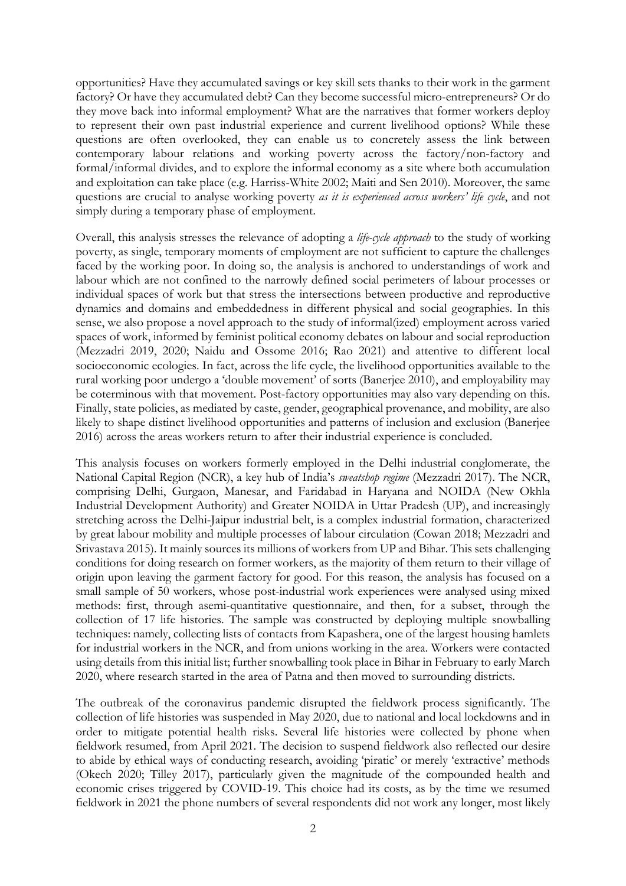opportunities? Have they accumulated savings or key skill sets thanks to their work in the garment factory? Or have they accumulated debt? Can they become successful micro-entrepreneurs? Or do they move back into informal employment? What are the narratives that former workers deploy to represent their own past industrial experience and current livelihood options? While these questions are often overlooked, they can enable us to concretely assess the link between contemporary labour relations and working poverty across the factory/non-factory and formal/informal divides, and to explore the informal economy as a site where both accumulation and exploitation can take place (e.g. Harriss-White 2002; Maiti and Sen 2010). Moreover, the same questions are crucial to analyse working poverty *as it is experienced across workers' life cycle*, and not simply during a temporary phase of employment.

Overall, this analysis stresses the relevance of adopting a *life-cycle approach* to the study of working poverty, as single, temporary moments of employment are not sufficient to capture the challenges faced by the working poor. In doing so, the analysis is anchored to understandings of work and labour which are not confined to the narrowly defined social perimeters of labour processes or individual spaces of work but that stress the intersections between productive and reproductive dynamics and domains and embeddedness in different physical and social geographies. In this sense, we also propose a novel approach to the study of informal(ized) employment across varied spaces of work, informed by feminist political economy debates on labour and social reproduction (Mezzadri 2019, 2020; Naidu and Ossome 2016; Rao 2021) and attentive to different local socioeconomic ecologies. In fact, across the life cycle, the livelihood opportunities available to the rural working poor undergo a 'double movement' of sorts (Banerjee 2010), and employability may be coterminous with that movement. Post-factory opportunities may also vary depending on this. Finally, state policies, as mediated by caste, gender, geographical provenance, and mobility, are also likely to shape distinct livelihood opportunities and patterns of inclusion and exclusion (Banerjee 2016) across the areas workers return to after their industrial experience is concluded.

This analysis focuses on workers formerly employed in the Delhi industrial conglomerate, the National Capital Region (NCR), a key hub of India's *sweatshop regime* (Mezzadri 2017). The NCR, comprising Delhi, Gurgaon, Manesar, and Faridabad in Haryana and NOIDA (New Okhla Industrial Development Authority) and Greater NOIDA in Uttar Pradesh (UP), and increasingly stretching across the Delhi-Jaipur industrial belt, is a complex industrial formation, characterized by great labour mobility and multiple processes of labour circulation (Cowan 2018; Mezzadri and Srivastava 2015). It mainly sources its millions of workers from UP and Bihar. This sets challenging conditions for doing research on former workers, as the majority of them return to their village of origin upon leaving the garment factory for good. For this reason, the analysis has focused on a small sample of 50 workers, whose post-industrial work experiences were analysed using mixed methods: first, through asemi-quantitative questionnaire, and then, for a subset, through the collection of 17 life histories. The sample was constructed by deploying multiple snowballing techniques: namely, collecting lists of contacts from Kapashera, one of the largest housing hamlets for industrial workers in the NCR, and from unions working in the area. Workers were contacted using details from this initial list; further snowballing took place in Bihar in February to early March 2020, where research started in the area of Patna and then moved to surrounding districts.

The outbreak of the coronavirus pandemic disrupted the fieldwork process significantly. The collection of life histories was suspended in May 2020, due to national and local lockdowns and in order to mitigate potential health risks. Several life histories were collected by phone when fieldwork resumed, from April 2021. The decision to suspend fieldwork also reflected our desire to abide by ethical ways of conducting research, avoiding 'piratic' or merely 'extractive' methods (Okech 2020; Tilley 2017), particularly given the magnitude of the compounded health and economic crises triggered by COVID-19. This choice had its costs, as by the time we resumed fieldwork in 2021 the phone numbers of several respondents did not work any longer, most likely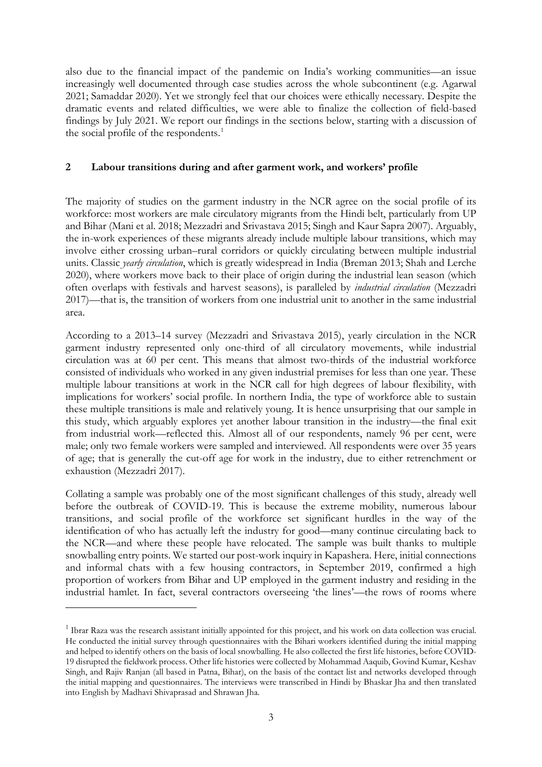also due to the financial impact of the pandemic on India's working communities—an issue increasingly well documented through case studies across the whole subcontinent (e.g. Agarwal 2021; Samaddar 2020). Yet we strongly feel that our choices were ethically necessary. Despite the dramatic events and related difficulties, we were able to finalize the collection of field-based findings by July 2021. We report our findings in the sections below, starting with a discussion of the social profile of the respondents.[1]

## 2 Labour transitions during and after garment work, and workers' profile

The majority of studies on the garment industry in the NCR agree on the social profile of its workforce: most workers are male circulatory migrants from the Hindi belt, particularly from UP and Bihar (Mani et al. 2018; Mezzadri and Srivastava 2015; Singh and Kaur Sapra 2007). Arguably, the in-work experiences of these migrants already include multiple labour transitions, which may involve either crossing urban–rural corridors or quickly circulating between multiple industrial units. Classic *yearly circulation*, which is greatly widespread in India (Breman 2013; Shah and Lerche 2020), where workers move back to their place of origin during the industrial lean season (which often overlaps with festivals and harvest seasons), is paralleled by *industrial circulation* (Mezzadri 2017)—that is, the transition of workers from one industrial unit to another in the same industrial area.

According to a 2013–14 survey (Mezzadri and Srivastava 2015), yearly circulation in the NCR garment industry represented only one-third of all circulatory movements, while industrial circulation was at 60 per cent. This means that almost two-thirds of the industrial workforce consisted of individuals who worked in any given industrial premises for less than one year. These multiple labour transitions at work in the NCR call for high degrees of labour flexibility, with implications for workers' social profile. In northern India, the type of workforce able to sustain these multiple transitions is male and relatively young. It is hence unsurprising that our sample in this study, which arguably explores yet another labour transition in the industry—the final exit from industrial work—reflected this. Almost all of our respondents, namely 96 per cent, were male; only two female workers were sampled and interviewed. All respondents were over 35 years of age; that is generally the cut-off age for work in the industry, due to either retrenchment or exhaustion (Mezzadri 2017).

Collating a sample was probably one of the most significant challenges of this study, already well before the outbreak of COVID-19. This is because the extreme mobility, numerous labour transitions, and social profile of the workforce set significant hurdles in the way of the identification of who has actually left the industry for good—many continue circulating back to the NCR—and where these people have relocated. The sample was built thanks to multiple snowballing entry points. We started our post-work inquiry in Kapashera. Here, initial connections and informal chats with a few housing contractors, in September 2019, confirmed a high proportion of workers from Bihar and UP employed in the garment industry and residing in the industrial hamlet. In fact, several contractors overseeing 'the lines'—the rows of rooms where

[1] Ibrar Raza was the research assistant initially appointed for this project, and his work on data collection was crucial. He conducted the initial survey through questionnaires with the Bihari workers identified during the initial mapping and helped to identify others on the basis of local snowballing. He also collected the first life histories, before COVID-19 disrupted the fieldwork process. Other life histories were collected by Mohammad Aaquib, Govind Kumar, Keshav Singh, and Rajiv Ranjan (all based in Patna, Bihar), on the basis of the contact list and networks developed through the initial mapping and questionnaires. The interviews were transcribed in Hindi by Bhaskar Jha and then translated into English by Madhavi Shivaprasad and Shrawan Jha.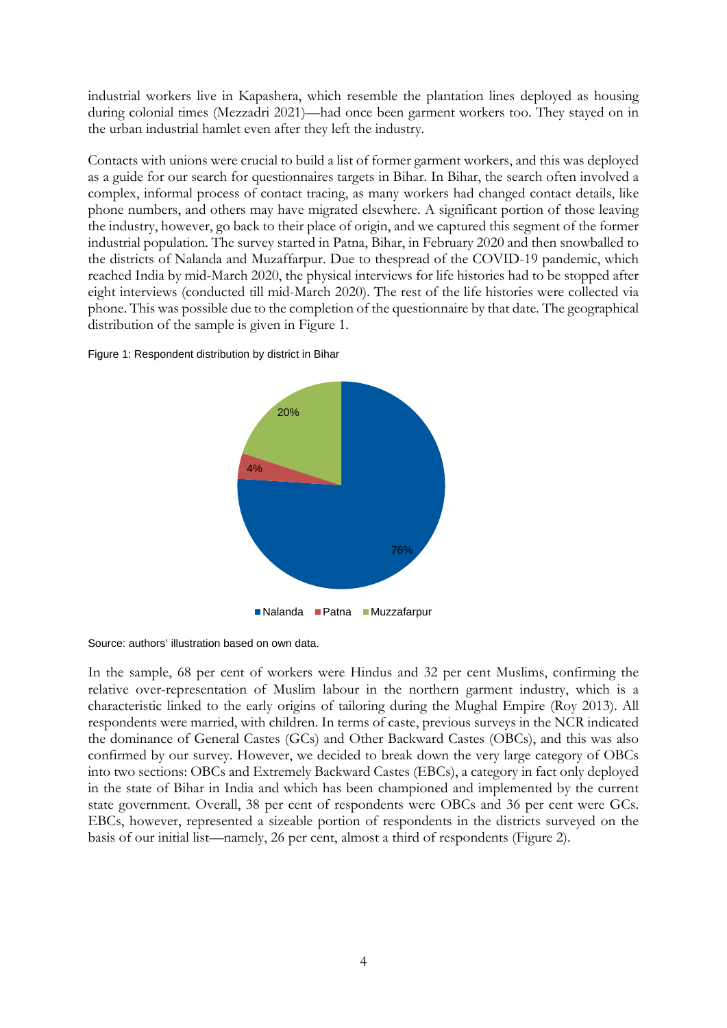industrial workers live in Kapashera, which resemble the plantation lines deployed as housing during colonial times (Mezzadri 2021)—had once been garment workers too. They stayed on in the urban industrial hamlet even after they left the industry.

Contacts with unions were crucial to build a list of former garment workers, and this was deployed as a guide for our search for questionnaires targets in Bihar. In Bihar, the search often involved a complex, informal process of contact tracing, as many workers had changed contact details, like phone numbers, and others may have migrated elsewhere. A significant portion of those leaving the industry, however, go back to their place of origin, and we captured this segment of the former industrial population. The survey started in Patna, Bihar, in February 2020 and then snowballed to the districts of Nalanda and Muzaffarpur. Due to thespread of the COVID-19 pandemic, which reached India by mid-March 2020, the physical interviews for life histories had to be stopped after eight interviews (conducted till mid-March 2020). The rest of the life histories were collected via phone. This was possible due to the completion of the questionnaire by that date. The geographical distribution of the sample is given in Figure 1.

Figure 1: Respondent distribution by district in Bihar

| District | Share |
| --- | --- |
| Nalanda | 76% |
| Patna | 4% |
| Muzzafarpur | 20% |

Source: authors' illustration based on own data.

In the sample, 68 per cent of workers were Hindus and 32 per cent Muslims, confirming the relative over-representation of Muslim labour in the northern garment industry, which is a characteristic linked to the early origins of tailoring during the Mughal Empire (Roy 2013). All respondents were married, with children. In terms of caste, previous surveys in the NCR indicated the dominance of General Castes (GCs) and Other Backward Castes (OBCs), and this was also confirmed by our survey. However, we decided to break down the very large category of OBCs into two sections: OBCs and Extremely Backward Castes (EBCs), a category in fact only deployed in the state of Bihar in India and which has been championed and implemented by the current state government. Overall, 38 per cent of respondents were OBCs and 36 per cent were GCs. EBCs, however, represented a sizeable portion of respondents in the districts surveyed on the basis of our initial list—namely, 26 per cent, almost a third of respondents (Figure 2).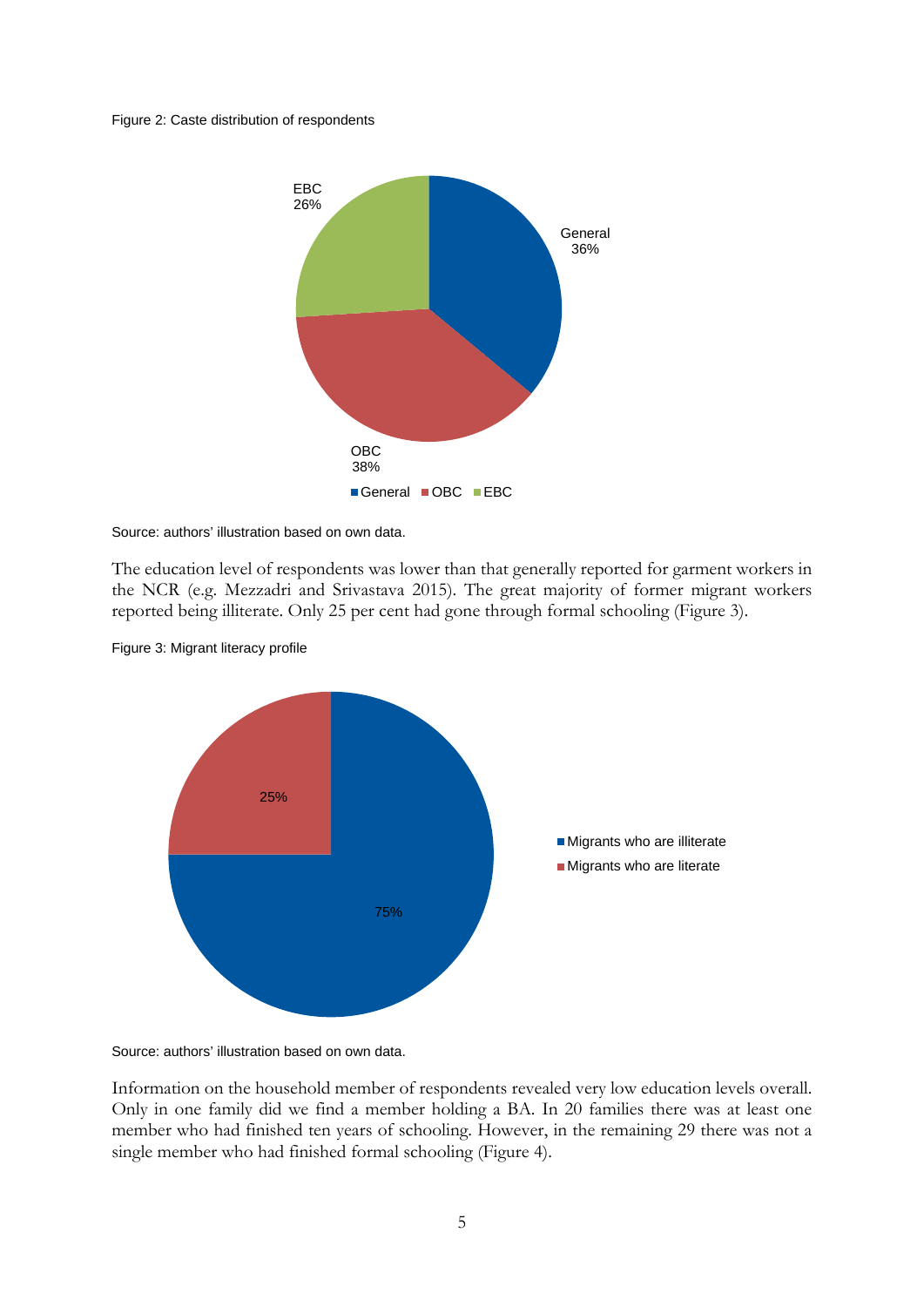Figure 2: Caste distribution of respondents

Source: authors' illustration based on own data.

The education level of respondents was lower than that generally reported for garment workers in the NCR (e.g. Mezzadri and Srivastava 2015). The great majority of former migrant workers reported being illiterate. Only 25 per cent had gone through formal schooling (Figure 3).

Figure 3: Migrant literacy profile

Source: authors' illustration based on own data.

Information on the household member of respondents revealed very low education levels overall. Only in one family did we find a member holding a BA. In 20 families there was at least one member who had finished ten years of schooling. However, in the remaining 29 there was not a single member who had finished formal schooling (Figure 4).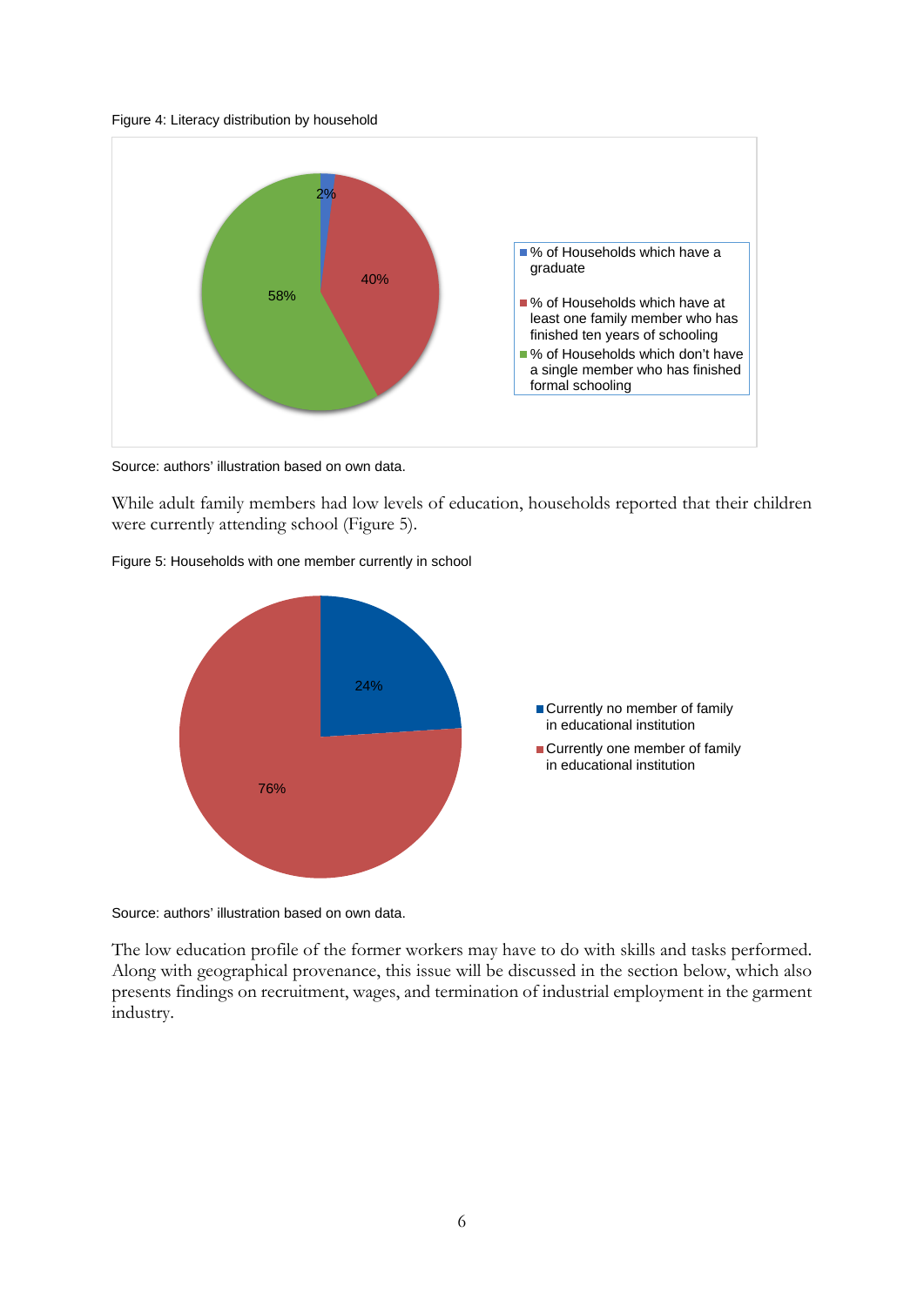Figure 4: Literacy distribution by household

Source: authors' illustration based on own data.

While adult family members had low levels of education, households reported that their children were currently attending school (Figure 5).

Figure 5: Households with one member currently in school

Source: authors' illustration based on own data.

The low education profile of the former workers may have to do with skills and tasks performed. Along with geographical provenance, this issue will be discussed in the section below, which also presents findings on recruitment, wages, and termination of industrial employment in the garment industry.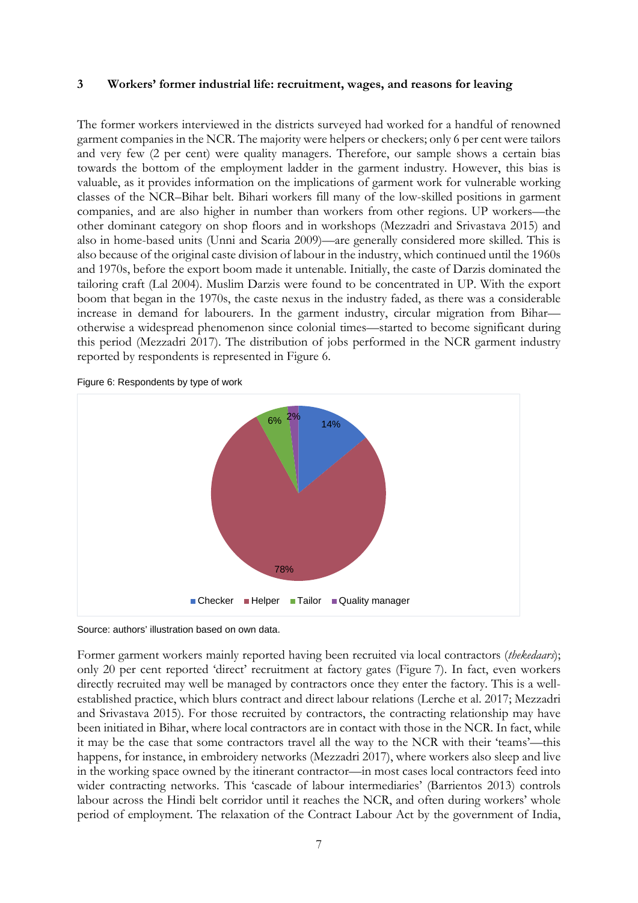## 3 Workers' former industrial life: recruitment, wages, and reasons for leaving

The former workers interviewed in the districts surveyed had worked for a handful of renowned garment companies in the NCR. The majority were helpers or checkers; only 6 per cent were tailors and very few (2 per cent) were quality managers. Therefore, our sample shows a certain bias towards the bottom of the employment ladder in the garment industry. However, this bias is valuable, as it provides information on the implications of garment work for vulnerable working classes of the NCR–Bihar belt. Bihari workers fill many of the low-skilled positions in garment companies, and are also higher in number than workers from other regions. UP workers—the other dominant category on shop floors and in workshops (Mezzadri and Srivastava 2015) and also in home-based units (Unni and Scaria 2009)—are generally considered more skilled. This is also because of the original caste division of labour in the industry, which continued until the 1960s and 1970s, before the export boom made it untenable. Initially, the caste of Darzis dominated the tailoring craft (Lal 2004). Muslim Darzis were found to be concentrated in UP. With the export boom that began in the 1970s, the caste nexus in the industry faded, as there was a considerable increase in demand for labourers. In the garment industry, circular migration from Bihar—otherwise a widespread phenomenon since colonial times—started to become significant during this period (Mezzadri 2017). The distribution of jobs performed in the NCR garment industry reported by respondents is represented in Figure 6.

Figure 6: Respondents by type of work

| Type of work | Share |
|---|---|
| Checker | 14% |
| Helper | 78% |
| Tailor | 6% |
| Quality manager | 2% |

Source: authors' illustration based on own data.

Former garment workers mainly reported having been recruited via local contractors (*thekedaars*); only 20 per cent reported 'direct' recruitment at factory gates (Figure 7). In fact, even workers directly recruited may well be managed by contractors once they enter the factory. This is a well-established practice, which blurs contract and direct labour relations (Lerche et al. 2017; Mezzadri and Srivastava 2015). For those recruited by contractors, the contracting relationship may have been initiated in Bihar, where local contractors are in contact with those in the NCR. In fact, while it may be the case that some contractors travel all the way to the NCR with their 'teams'—this happens, for instance, in embroidery networks (Mezzadri 2017), where workers also sleep and live in the working space owned by the itinerant contractor—in most cases local contractors feed into wider contracting networks. This 'cascade of labour intermediaries' (Barrientos 2013) controls labour across the Hindi belt corridor until it reaches the NCR, and often during workers' whole period of employment. The relaxation of the Contract Labour Act by the government of India,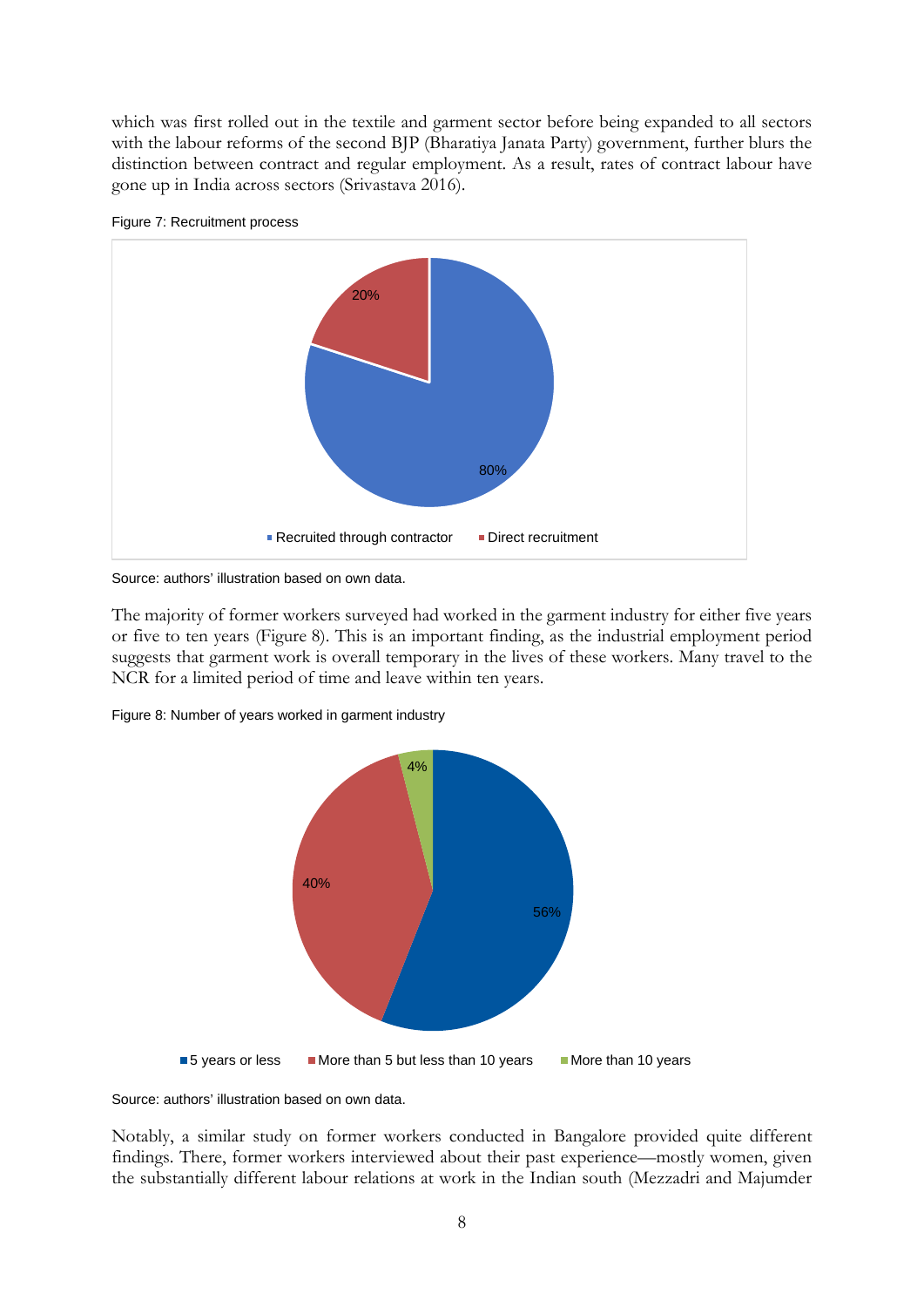which was first rolled out in the textile and garment sector before being expanded to all sectors with the labour reforms of the second BJP (Bharatiya Janata Party) government, further blurs the distinction between contract and regular employment. As a result, rates of contract labour have gone up in India across sectors (Srivastava 2016).

Figure 7: Recruitment process

Source: authors' illustration based on own data.

The majority of former workers surveyed had worked in the garment industry for either five years or five to ten years (Figure 8). This is an important finding, as the industrial employment period suggests that garment work is overall temporary in the lives of these workers. Many travel to the NCR for a limited period of time and leave within ten years.

Figure 8: Number of years worked in garment industry

Source: authors' illustration based on own data.

Notably, a similar study on former workers conducted in Bangalore provided quite different findings. There, former workers interviewed about their past experience—mostly women, given the substantially different labour relations at work in the Indian south (Mezzadri and Majumder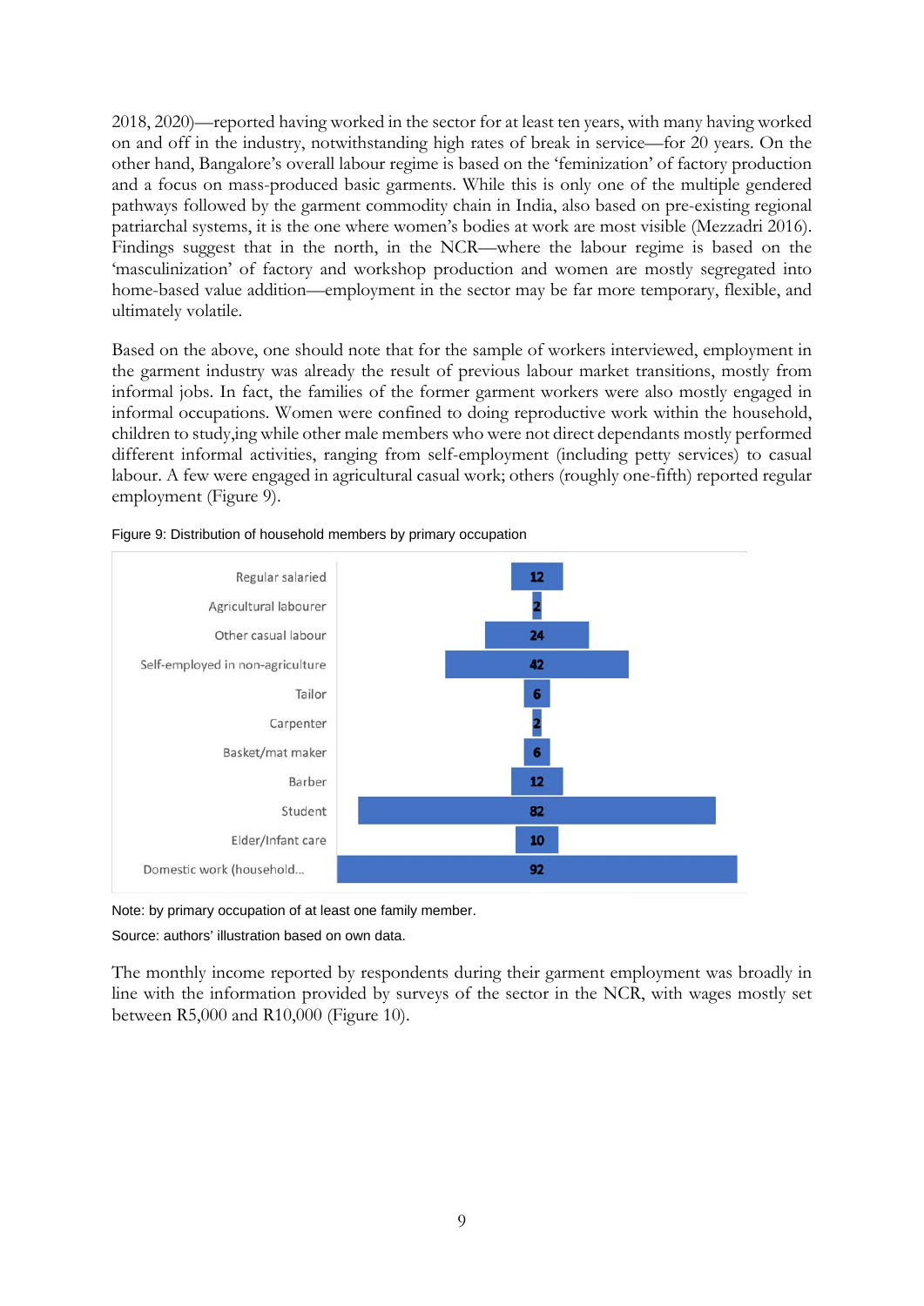2018, 2020)—reported having worked in the sector for at least ten years, with many having worked on and off in the industry, notwithstanding high rates of break in service—for 20 years. On the other hand, Bangalore's overall labour regime is based on the 'feminization' of factory production and a focus on mass-produced basic garments. While this is only one of the multiple gendered pathways followed by the garment commodity chain in India, also based on pre-existing regional patriarchal systems, it is the one where women's bodies at work are most visible (Mezzadri 2016). Findings suggest that in the north, in the NCR—where the labour regime is based on the 'masculinization' of factory and workshop production and women are mostly segregated into home-based value addition—employment in the sector may be far more temporary, flexible, and ultimately volatile.

Based on the above, one should note that for the sample of workers interviewed, employment in the garment industry was already the result of previous labour market transitions, mostly from informal jobs. In fact, the families of the former garment workers were also mostly engaged in informal occupations. Women were confined to doing reproductive work within the household, children to study,ing while other male members who were not direct dependants mostly performed different informal activities, ranging from self-employment (including petty services) to casual labour. A few were engaged in agricultural casual work; others (roughly one-fifth) reported regular employment (Figure 9).

Figure 9: Distribution of household members by primary occupation

| Occupation | Number |
|---|---|
| Regular salaried | 12 |
| Agricultural labourer | 2 |
| Other casual labour | 24 |
| Self-employed in non-agriculture | 42 |
| Tailor | 6 |
| Carpenter | 2 |
| Basket/mat maker | 6 |
| Barber | 12 |
| Student | 82 |
| Elder/Infant care | 10 |
| Domestic work (household... | 92 |

Note: by primary occupation of at least one family member.

Source: authors' illustration based on own data.

The monthly income reported by respondents during their garment employment was broadly in line with the information provided by surveys of the sector in the NCR, with wages mostly set between R5,000 and R10,000 (Figure 10).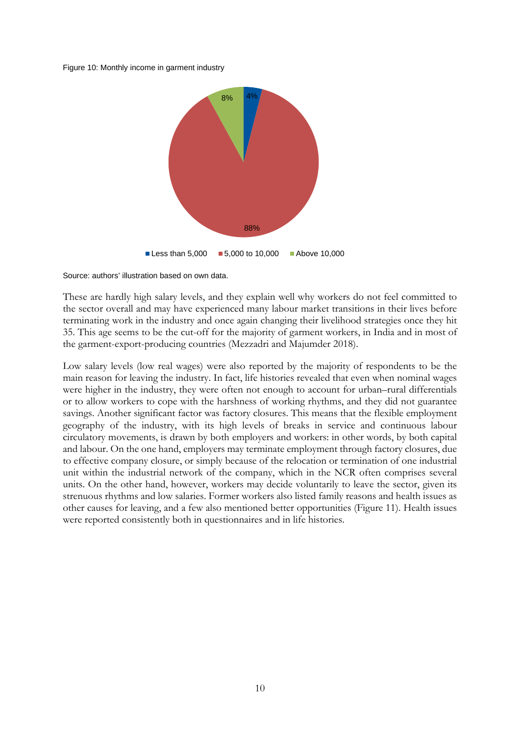Figure 10: Monthly income in garment industry

| Monthly income | Share |
| --- | --- |
| Less than 5,000 | 4% |
| 5,000 to 10,000 | 88% |
| Above 10,000 | 8% |

Source: authors' illustration based on own data.

These are hardly high salary levels, and they explain well why workers do not feel committed to the sector overall and may have experienced many labour market transitions in their lives before terminating work in the industry and once again changing their livelihood strategies once they hit 35. This age seems to be the cut-off for the majority of garment workers, in India and in most of the garment-export-producing countries (Mezzadri and Majumder 2018).

Low salary levels (low real wages) were also reported by the majority of respondents to be the main reason for leaving the industry. In fact, life histories revealed that even when nominal wages were higher in the industry, they were often not enough to account for urban–rural differentials or to allow workers to cope with the harshness of working rhythms, and they did not guarantee savings. Another significant factor was factory closures. This means that the flexible employment geography of the industry, with its high levels of breaks in service and continuous labour circulatory movements, is drawn by both employers and workers: in other words, by both capital and labour. On the one hand, employers may terminate employment through factory closures, due to effective company closure, or simply because of the relocation or termination of one industrial unit within the industrial network of the company, which in the NCR often comprises several units. On the other hand, however, workers may decide voluntarily to leave the sector, given its strenuous rhythms and low salaries. Former workers also listed family reasons and health issues as other causes for leaving, and a few also mentioned better opportunities (Figure 11). Health issues were reported consistently both in questionnaires and in life histories.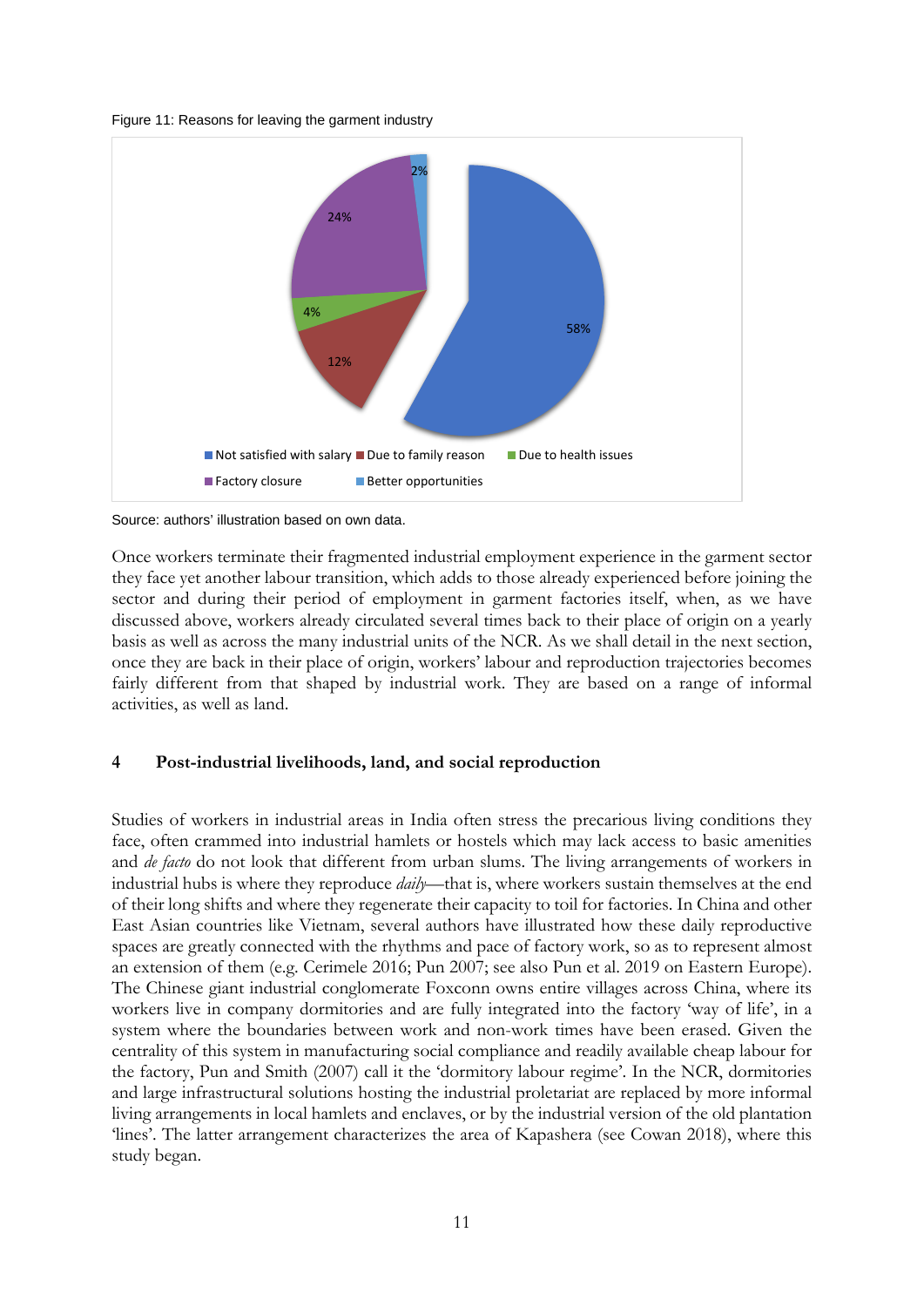Figure 11: Reasons for leaving the garment industry

Source: authors' illustration based on own data.

Once workers terminate their fragmented industrial employment experience in the garment sector they face yet another labour transition, which adds to those already experienced before joining the sector and during their period of employment in garment factories itself, when, as we have discussed above, workers already circulated several times back to their place of origin on a yearly basis as well as across the many industrial units of the NCR. As we shall detail in the next section, once they are back in their place of origin, workers' labour and reproduction trajectories becomes fairly different from that shaped by industrial work. They are based on a range of informal activities, as well as land.

## 4 Post-industrial livelihoods, land, and social reproduction

Studies of workers in industrial areas in India often stress the precarious living conditions they face, often crammed into industrial hamlets or hostels which may lack access to basic amenities and *de facto* do not look that different from urban slums. The living arrangements of workers in industrial hubs is where they reproduce *daily*—that is, where workers sustain themselves at the end of their long shifts and where they regenerate their capacity to toil for factories. In China and other East Asian countries like Vietnam, several authors have illustrated how these daily reproductive spaces are greatly connected with the rhythms and pace of factory work, so as to represent almost an extension of them (e.g. Cerimele 2016; Pun 2007; see also Pun et al. 2019 on Eastern Europe). The Chinese giant industrial conglomerate Foxconn owns entire villages across China, where its workers live in company dormitories and are fully integrated into the factory 'way of life', in a system where the boundaries between work and non-work times have been erased. Given the centrality of this system in manufacturing social compliance and readily available cheap labour for the factory, Pun and Smith (2007) call it the 'dormitory labour regime'. In the NCR, dormitories and large infrastructural solutions hosting the industrial proletariat are replaced by more informal living arrangements in local hamlets and enclaves, or by the industrial version of the old plantation 'lines'. The latter arrangement characterizes the area of Kapashera (see Cowan 2018), where this study began.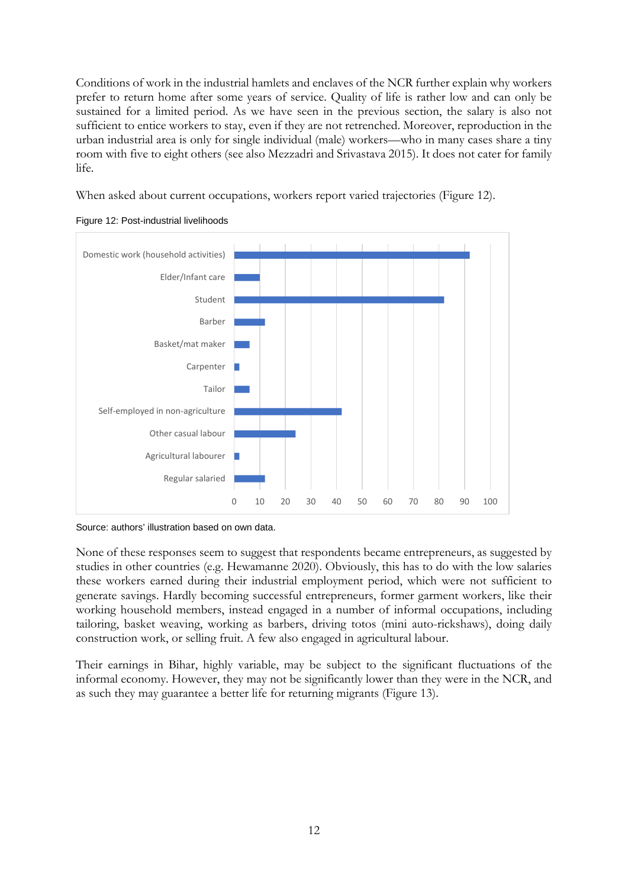Conditions of work in the industrial hamlets and enclaves of the NCR further explain why workers prefer to return home after some years of service. Quality of life is rather low and can only be sustained for a limited period. As we have seen in the previous section, the salary is also not sufficient to entice workers to stay, even if they are not retrenched. Moreover, reproduction in the urban industrial area is only for single individual (male) workers—who in many cases share a tiny room with five to eight others (see also Mezzadri and Srivastava 2015). It does not cater for family life.

When asked about current occupations, workers report varied trajectories (Figure 12).

Figure 12: Post-industrial livelihoods

Source: authors' illustration based on own data.

None of these responses seem to suggest that respondents became entrepreneurs, as suggested by studies in other countries (e.g. Hewamanne 2020). Obviously, this has to do with the low salaries these workers earned during their industrial employment period, which were not sufficient to generate savings. Hardly becoming successful entrepreneurs, former garment workers, like their working household members, instead engaged in a number of informal occupations, including tailoring, basket weaving, working as barbers, driving totos (mini auto-rickshaws), doing daily construction work, or selling fruit. A few also engaged in agricultural labour.

Their earnings in Bihar, highly variable, may be subject to the significant fluctuations of the informal economy. However, they may not be significantly lower than they were in the NCR, and as such they may guarantee a better life for returning migrants (Figure 13).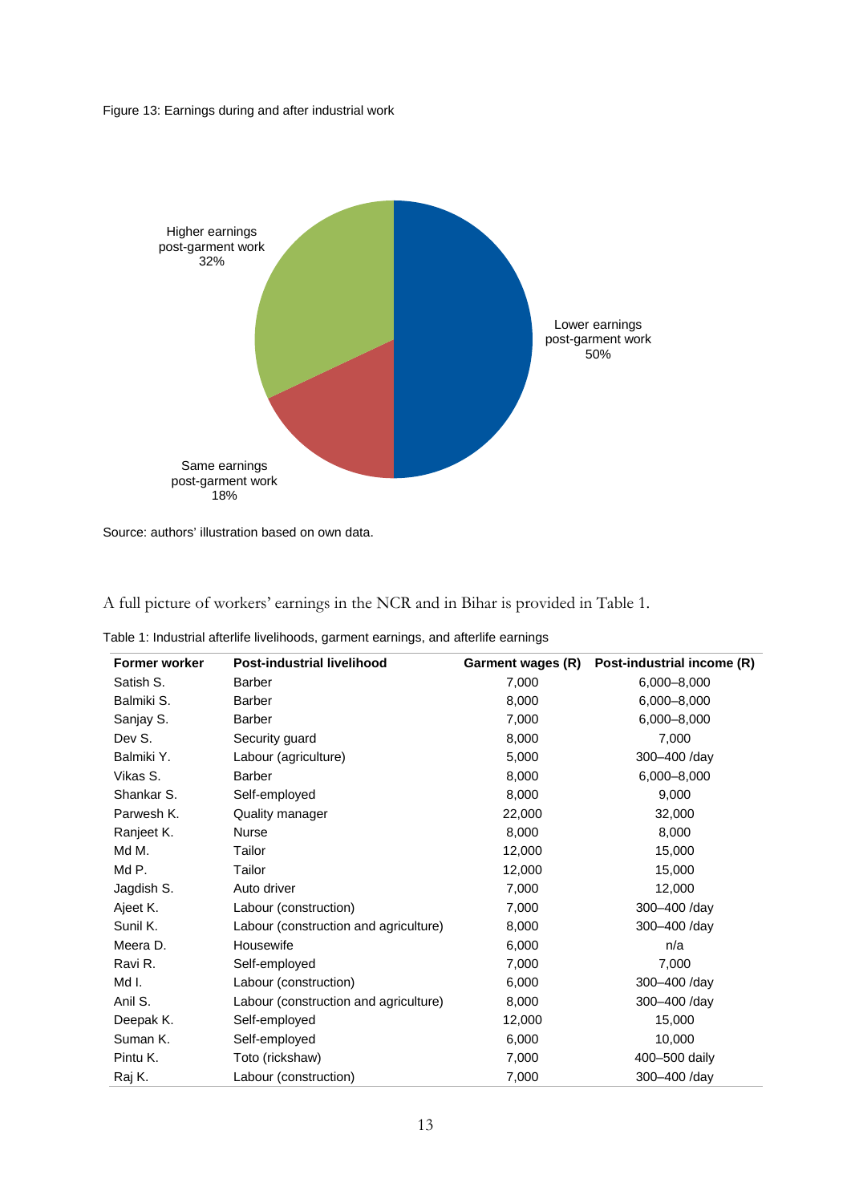Figure 13: Earnings during and after industrial work

Source: authors' illustration based on own data.

A full picture of workers' earnings in the NCR and in Bihar is provided in Table 1.

Table 1: Industrial afterlife livelihoods, garment earnings, and afterlife earnings

| Former worker | Post-industrial livelihood | Garment wages (R) | Post-industrial income (R) |
|---|---|---|---|
| Satish S. | Barber | 7,000 | 6,000–8,000 |
| Balmiki S. | Barber | 8,000 | 6,000–8,000 |
| Sanjay S. | Barber | 7,000 | 6,000–8,000 |
| Dev S. | Security guard | 8,000 | 7,000 |
| Balmiki Y. | Labour (agriculture) | 5,000 | 300–400 /day |
| Vikas S. | Barber | 8,000 | 6,000–8,000 |
| Shankar S. | Self-employed | 8,000 | 9,000 |
| Parwesh K. | Quality manager | 22,000 | 32,000 |
| Ranjeet K. | Nurse | 8,000 | 8,000 |
| Md M. | Tailor | 12,000 | 15,000 |
| Md P. | Tailor | 12,000 | 15,000 |
| Jagdish S. | Auto driver | 7,000 | 12,000 |
| Ajeet K. | Labour (construction) | 7,000 | 300–400 /day |
| Sunil K. | Labour (construction and agriculture) | 8,000 | 300–400 /day |
| Meera D. | Housewife | 6,000 | n/a |
| Ravi R. | Self-employed | 7,000 | 7,000 |
| Md I. | Labour (construction) | 6,000 | 300–400 /day |
| Anil S. | Labour (construction and agriculture) | 8,000 | 300–400 /day |
| Deepak K. | Self-employed | 12,000 | 15,000 |
| Suman K. | Self-employed | 6,000 | 10,000 |
| Pintu K. | Toto (rickshaw) | 7,000 | 400–500 daily |
| Raj K. | Labour (construction) | 7,000 | 300–400 /day |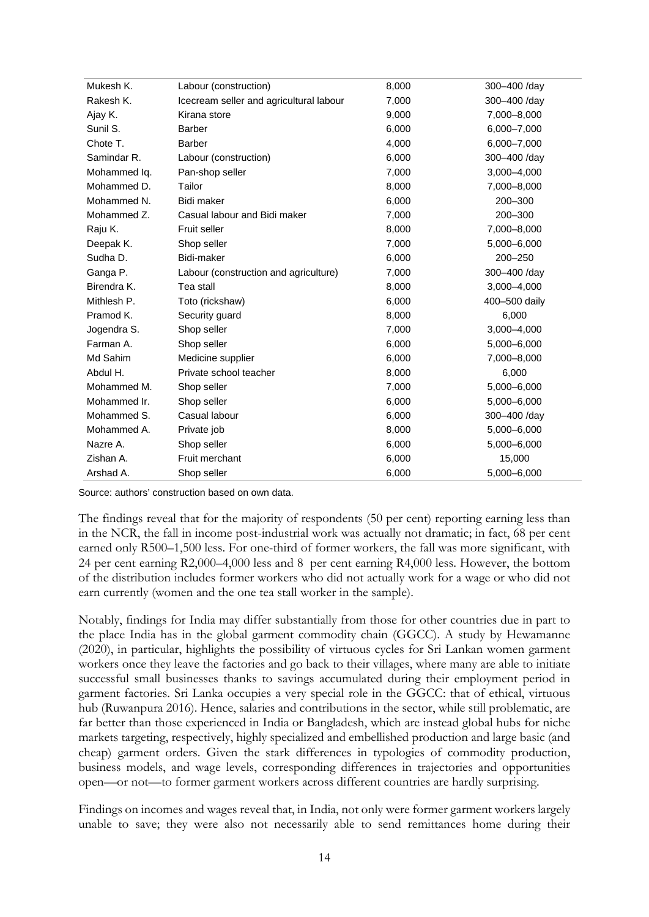| | | | |
|---|---|---|---|
| Mukesh K. | Labour (construction) | 8,000 | 300–400 /day |
| Rakesh K. | Icecream seller and agricultural labour | 7,000 | 300–400 /day |
| Ajay K. | Kirana store | 9,000 | 7,000–8,000 |
| Sunil S. | Barber | 6,000 | 6,000–7,000 |
| Chote T. | Barber | 4,000 | 6,000–7,000 |
| Samindar R. | Labour (construction) | 6,000 | 300–400 /day |
| Mohammed Iq. | Pan-shop seller | 7,000 | 3,000–4,000 |
| Mohammed D. | Tailor | 8,000 | 7,000–8,000 |
| Mohammed N. | Bidi maker | 6,000 | 200–300 |
| Mohammed Z. | Casual labour and Bidi maker | 7,000 | 200–300 |
| Raju K. | Fruit seller | 8,000 | 7,000–8,000 |
| Deepak K. | Shop seller | 7,000 | 5,000–6,000 |
| Sudha D. | Bidi-maker | 6,000 | 200–250 |
| Ganga P. | Labour (construction and agriculture) | 7,000 | 300–400 /day |
| Birendra K. | Tea stall | 8,000 | 3,000–4,000 |
| Mithlesh P. | Toto (rickshaw) | 6,000 | 400–500 daily |
| Pramod K. | Security guard | 8,000 | 6,000 |
| Jogendra S. | Shop seller | 7,000 | 3,000–4,000 |
| Farman A. | Shop seller | 6,000 | 5,000–6,000 |
| Md Sahim | Medicine supplier | 6,000 | 7,000–8,000 |
| Abdul H. | Private school teacher | 8,000 | 6,000 |
| Mohammed M. | Shop seller | 7,000 | 5,000–6,000 |
| Mohammed Ir. | Shop seller | 6,000 | 5,000–6,000 |
| Mohammed S. | Casual labour | 6,000 | 300–400 /day |
| Mohammed A. | Private job | 8,000 | 5,000–6,000 |
| Nazre A. | Shop seller | 6,000 | 5,000–6,000 |
| Zishan A. | Fruit merchant | 6,000 | 15,000 |
| Arshad A. | Shop seller | 6,000 | 5,000–6,000 |

Source: authors' construction based on own data.

The findings reveal that for the majority of respondents (50 per cent) reporting earning less than in the NCR, the fall in income post-industrial work was actually not dramatic; in fact, 68 per cent earned only R500–1,500 less. For one-third of former workers, the fall was more significant, with 24 per cent earning R2,000–4,000 less and 8 per cent earning R4,000 less. However, the bottom of the distribution includes former workers who did not actually work for a wage or who did not earn currently (women and the one tea stall worker in the sample).

Notably, findings for India may differ substantially from those for other countries due in part to the place India has in the global garment commodity chain (GGCC). A study by Hewamanne (2020), in particular, highlights the possibility of virtuous cycles for Sri Lankan women garment workers once they leave the factories and go back to their villages, where many are able to initiate successful small businesses thanks to savings accumulated during their employment period in garment factories. Sri Lanka occupies a very special role in the GGCC: that of ethical, virtuous hub (Ruwanpura 2016). Hence, salaries and contributions in the sector, while still problematic, are far better than those experienced in India or Bangladesh, which are instead global hubs for niche markets targeting, respectively, highly specialized and embellished production and large basic (and cheap) garment orders. Given the stark differences in typologies of commodity production, business models, and wage levels, corresponding differences in trajectories and opportunities open—or not—to former garment workers across different countries are hardly surprising.

Findings on incomes and wages reveal that, in India, not only were former garment workers largely unable to save; they were also not necessarily able to send remittances home during their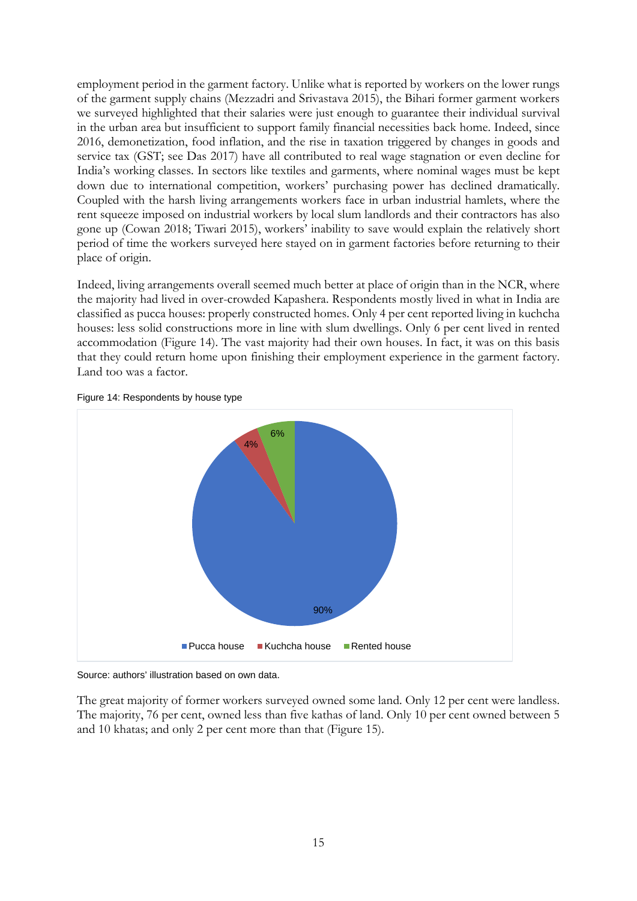employment period in the garment factory. Unlike what is reported by workers on the lower rungs of the garment supply chains (Mezzadri and Srivastava 2015), the Bihari former garment workers we surveyed highlighted that their salaries were just enough to guarantee their individual survival in the urban area but insufficient to support family financial necessities back home. Indeed, since 2016, demonetization, food inflation, and the rise in taxation triggered by changes in goods and service tax (GST; see Das 2017) have all contributed to real wage stagnation or even decline for India's working classes. In sectors like textiles and garments, where nominal wages must be kept down due to international competition, workers' purchasing power has declined dramatically. Coupled with the harsh living arrangements workers face in urban industrial hamlets, where the rent squeeze imposed on industrial workers by local slum landlords and their contractors has also gone up (Cowan 2018; Tiwari 2015), workers' inability to save would explain the relatively short period of time the workers surveyed here stayed on in garment factories before returning to their place of origin.

Indeed, living arrangements overall seemed much better at place of origin than in the NCR, where the majority had lived in over-crowded Kapashera. Respondents mostly lived in what in India are classified as pucca houses: properly constructed homes. Only 4 per cent reported living in kuchcha houses: less solid constructions more in line with slum dwellings. Only 6 per cent lived in rented accommodation (Figure 14). The vast majority had their own houses. In fact, it was on this basis that they could return home upon finishing their employment experience in the garment factory. Land too was a factor.

Figure 14: Respondents by house type

| House type | Share |
|---|---|
| Pucca house | 90% |
| Kuchcha house | 4% |
| Rented house | 6% |

Source: authors' illustration based on own data.

The great majority of former workers surveyed owned some land. Only 12 per cent were landless. The majority, 76 per cent, owned less than five kathas of land. Only 10 per cent owned between 5 and 10 khatas; and only 2 per cent more than that (Figure 15).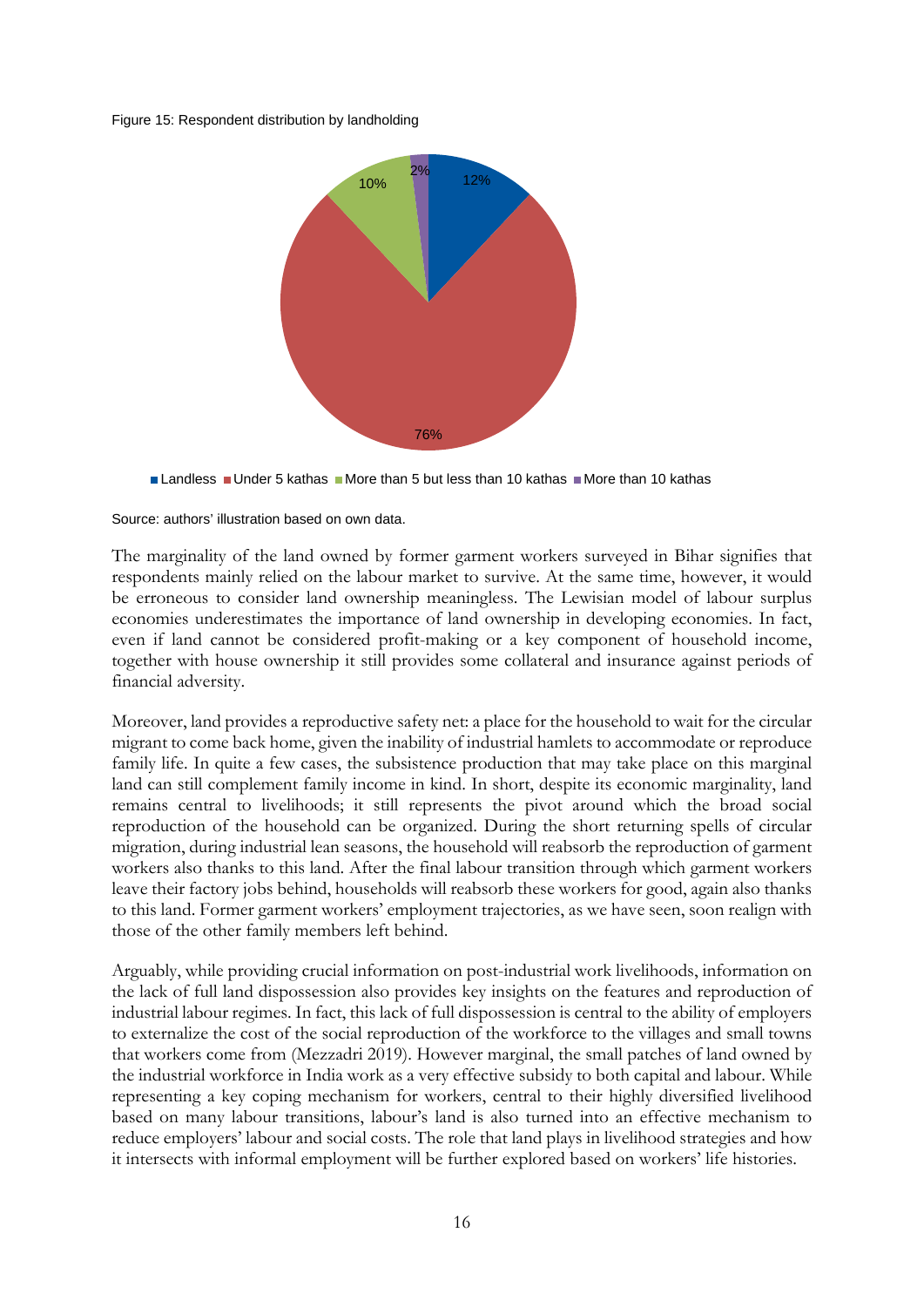Figure 15: Respondent distribution by landholding

Source: authors' illustration based on own data.

The marginality of the land owned by former garment workers surveyed in Bihar signifies that respondents mainly relied on the labour market to survive. At the same time, however, it would be erroneous to consider land ownership meaningless. The Lewisian model of labour surplus economies underestimates the importance of land ownership in developing economies. In fact, even if land cannot be considered profit-making or a key component of household income, together with house ownership it still provides some collateral and insurance against periods of financial adversity.

Moreover, land provides a reproductive safety net: a place for the household to wait for the circular migrant to come back home, given the inability of industrial hamlets to accommodate or reproduce family life. In quite a few cases, the subsistence production that may take place on this marginal land can still complement family income in kind. In short, despite its economic marginality, land remains central to livelihoods; it still represents the pivot around which the broad social reproduction of the household can be organized. During the short returning spells of circular migration, during industrial lean seasons, the household will reabsorb the reproduction of garment workers also thanks to this land. After the final labour transition through which garment workers leave their factory jobs behind, households will reabsorb these workers for good, again also thanks to this land. Former garment workers' employment trajectories, as we have seen, soon realign with those of the other family members left behind.

Arguably, while providing crucial information on post-industrial work livelihoods, information on the lack of full land dispossession also provides key insights on the features and reproduction of industrial labour regimes. In fact, this lack of full dispossession is central to the ability of employers to externalize the cost of the social reproduction of the workforce to the villages and small towns that workers come from (Mezzadri 2019). However marginal, the small patches of land owned by the industrial workforce in India work as a very effective subsidy to both capital and labour. While representing a key coping mechanism for workers, central to their highly diversified livelihood based on many labour transitions, labour's land is also turned into an effective mechanism to reduce employers' labour and social costs. The role that land plays in livelihood strategies and how it intersects with informal employment will be further explored based on workers' life histories.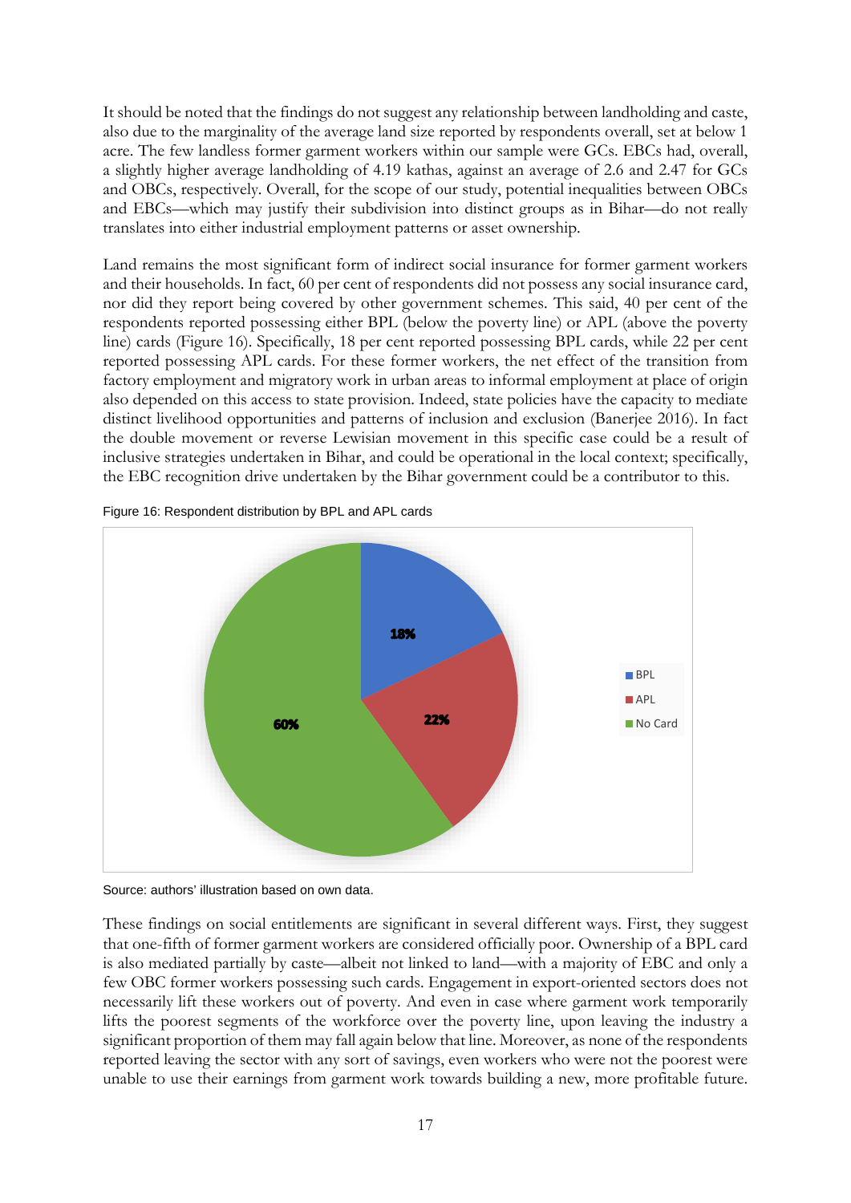It should be noted that the findings do not suggest any relationship between landholding and caste, also due to the marginality of the average land size reported by respondents overall, set at below 1 acre. The few landless former garment workers within our sample were GCs. EBCs had, overall, a slightly higher average landholding of 4.19 kathas, against an average of 2.6 and 2.47 for GCs and OBCs, respectively. Overall, for the scope of our study, potential inequalities between OBCs and EBCs—which may justify their subdivision into distinct groups as in Bihar—do not really translates into either industrial employment patterns or asset ownership.

Land remains the most significant form of indirect social insurance for former garment workers and their households. In fact, 60 per cent of respondents did not possess any social insurance card, nor did they report being covered by other government schemes. This said, 40 per cent of the respondents reported possessing either BPL (below the poverty line) or APL (above the poverty line) cards (Figure 16). Specifically, 18 per cent reported possessing BPL cards, while 22 per cent reported possessing APL cards. For these former workers, the net effect of the transition from factory employment and migratory work in urban areas to informal employment at place of origin also depended on this access to state provision. Indeed, state policies have the capacity to mediate distinct livelihood opportunities and patterns of inclusion and exclusion (Banerjee 2016). In fact the double movement or reverse Lewisian movement in this specific case could be a result of inclusive strategies undertaken in Bihar, and could be operational in the local context; specifically, the EBC recognition drive undertaken by the Bihar government could be a contributor to this.

Figure 16: Respondent distribution by BPL and APL cards

| Category | Share |
|---|---|
| BPL | 18% |
| APL | 22% |
| No Card | 60% |

Source: authors' illustration based on own data.

These findings on social entitlements are significant in several different ways. First, they suggest that one-fifth of former garment workers are considered officially poor. Ownership of a BPL card is also mediated partially by caste—albeit not linked to land—with a majority of EBC and only a few OBC former workers possessing such cards. Engagement in export-oriented sectors does not necessarily lift these workers out of poverty. And even in case where garment work temporarily lifts the poorest segments of the workforce over the poverty line, upon leaving the industry a significant proportion of them may fall again below that line. Moreover, as none of the respondents reported leaving the sector with any sort of savings, even workers who were not the poorest were unable to use their earnings from garment work towards building a new, more profitable future.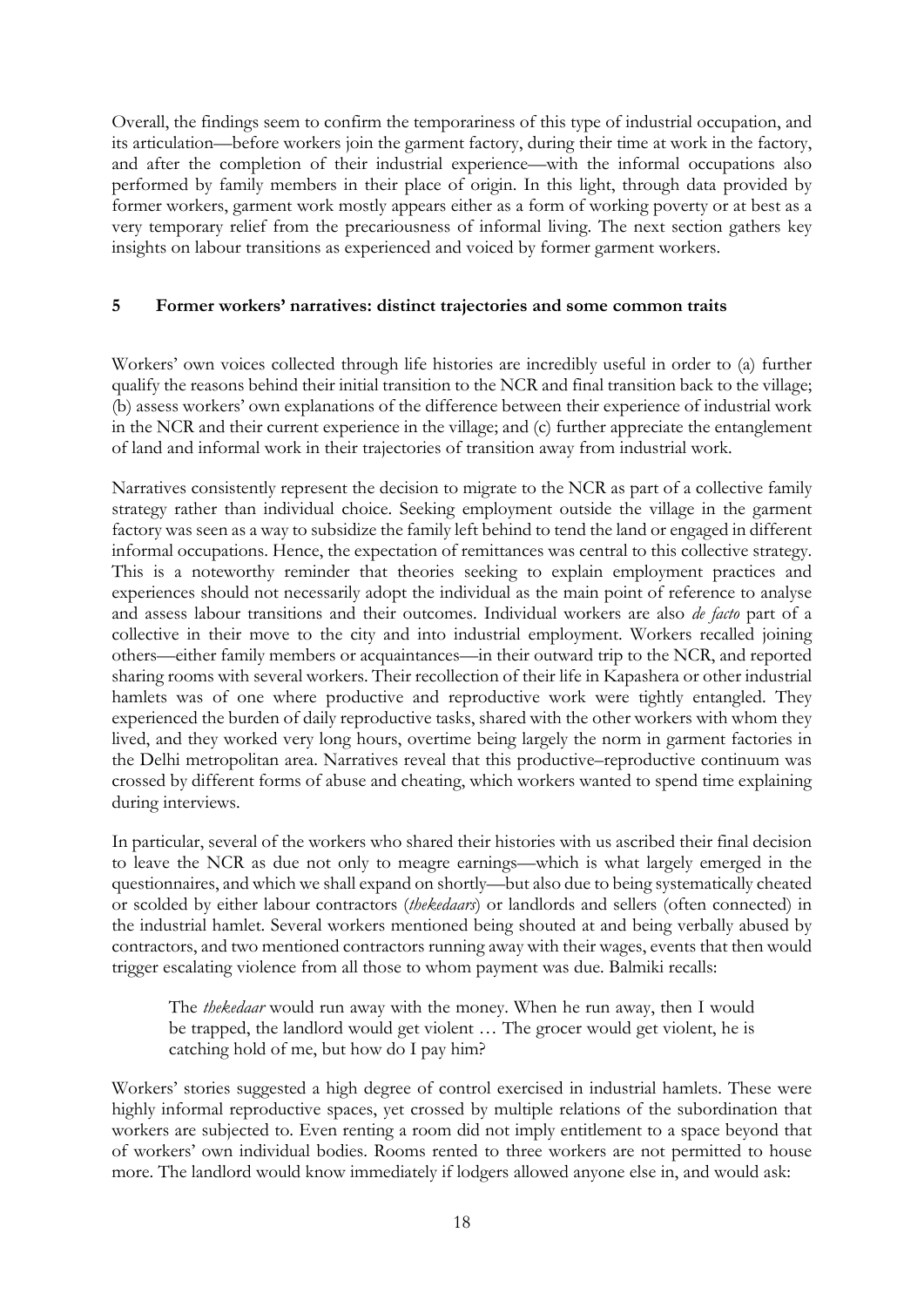Overall, the findings seem to confirm the temporariness of this type of industrial occupation, and its articulation—before workers join the garment factory, during their time at work in the factory, and after the completion of their industrial experience—with the informal occupations also performed by family members in their place of origin. In this light, through data provided by former workers, garment work mostly appears either as a form of working poverty or at best as a very temporary relief from the precariousness of informal living. The next section gathers key insights on labour transitions as experienced and voiced by former garment workers.

## 5 Former workers' narratives: distinct trajectories and some common traits

Workers' own voices collected through life histories are incredibly useful in order to (a) further qualify the reasons behind their initial transition to the NCR and final transition back to the village; (b) assess workers' own explanations of the difference between their experience of industrial work in the NCR and their current experience in the village; and (c) further appreciate the entanglement of land and informal work in their trajectories of transition away from industrial work.

Narratives consistently represent the decision to migrate to the NCR as part of a collective family strategy rather than individual choice. Seeking employment outside the village in the garment factory was seen as a way to subsidize the family left behind to tend the land or engaged in different informal occupations. Hence, the expectation of remittances was central to this collective strategy. This is a noteworthy reminder that theories seeking to explain employment practices and experiences should not necessarily adopt the individual as the main point of reference to analyse and assess labour transitions and their outcomes. Individual workers are also *de facto* part of a collective in their move to the city and into industrial employment. Workers recalled joining others—either family members or acquaintances—in their outward trip to the NCR, and reported sharing rooms with several workers. Their recollection of their life in Kapashera or other industrial hamlets was of one where productive and reproductive work were tightly entangled. They experienced the burden of daily reproductive tasks, shared with the other workers with whom they lived, and they worked very long hours, overtime being largely the norm in garment factories in the Delhi metropolitan area. Narratives reveal that this productive–reproductive continuum was crossed by different forms of abuse and cheating, which workers wanted to spend time explaining during interviews.

In particular, several of the workers who shared their histories with us ascribed their final decision to leave the NCR as due not only to meagre earnings—which is what largely emerged in the questionnaires, and which we shall expand on shortly—but also due to being systematically cheated or scolded by either labour contractors (*thekedaars*) or landlords and sellers (often connected) in the industrial hamlet. Several workers mentioned being shouted at and being verbally abused by contractors, and two mentioned contractors running away with their wages, events that then would trigger escalating violence from all those to whom payment was due. Balmiki recalls:

> The *thekedaar* would run away with the money. When he run away, then I would be trapped, the landlord would get violent … The grocer would get violent, he is catching hold of me, but how do I pay him?

Workers' stories suggested a high degree of control exercised in industrial hamlets. These were highly informal reproductive spaces, yet crossed by multiple relations of the subordination that workers are subjected to. Even renting a room did not imply entitlement to a space beyond that of workers' own individual bodies. Rooms rented to three workers are not permitted to house more. The landlord would know immediately if lodgers allowed anyone else in, and would ask: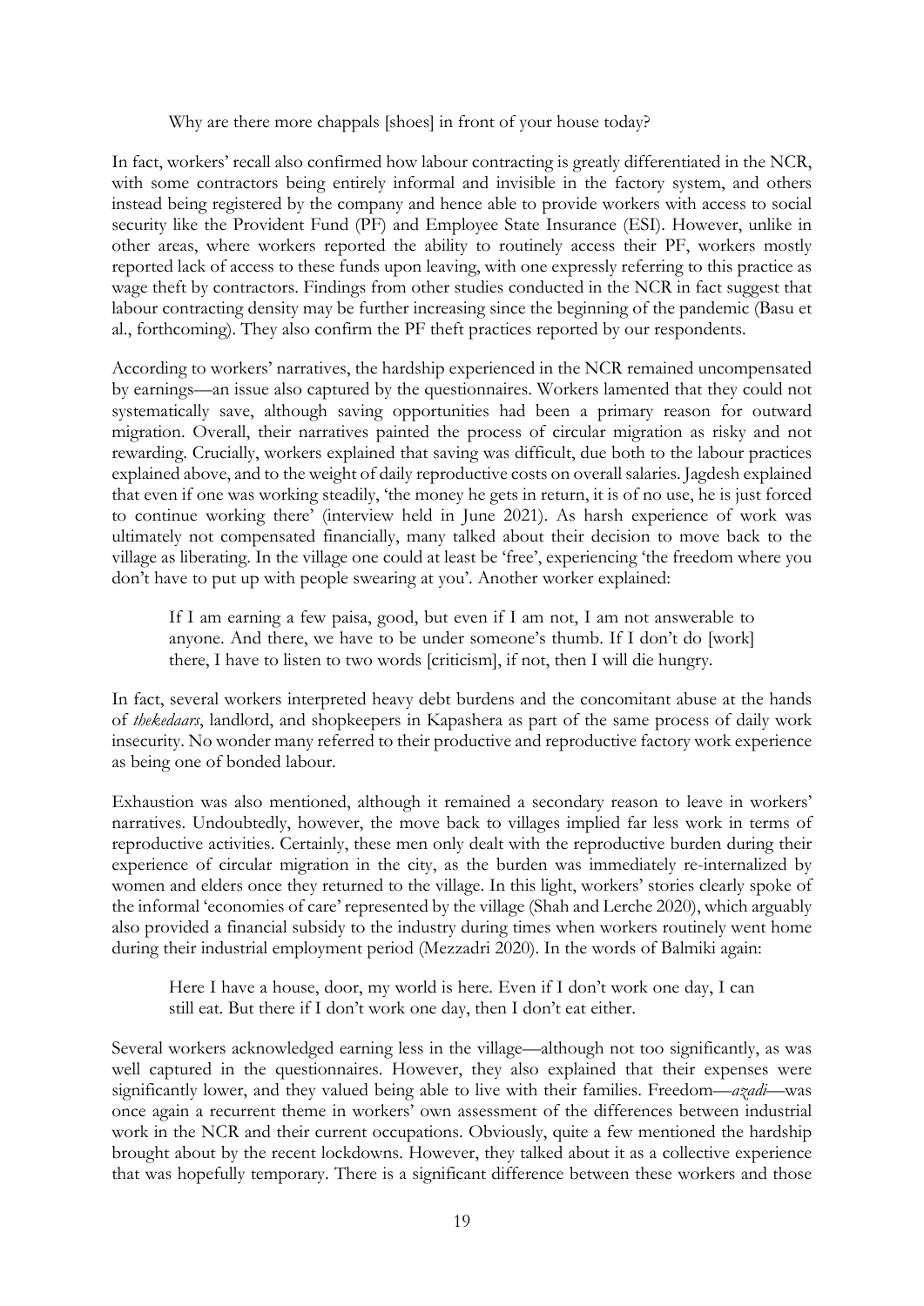> Why are there more chappals [shoes] in front of your house today?

In fact, workers' recall also confirmed how labour contracting is greatly differentiated in the NCR, with some contractors being entirely informal and invisible in the factory system, and others instead being registered by the company and hence able to provide workers with access to social security like the Provident Fund (PF) and Employee State Insurance (ESI). However, unlike in other areas, where workers reported the ability to routinely access their PF, workers mostly reported lack of access to these funds upon leaving, with one expressly referring to this practice as wage theft by contractors. Findings from other studies conducted in the NCR in fact suggest that labour contracting density may be further increasing since the beginning of the pandemic (Basu et al., forthcoming). They also confirm the PF theft practices reported by our respondents.

According to workers' narratives, the hardship experienced in the NCR remained uncompensated by earnings—an issue also captured by the questionnaires. Workers lamented that they could not systematically save, although saving opportunities had been a primary reason for outward migration. Overall, their narratives painted the process of circular migration as risky and not rewarding. Crucially, workers explained that saving was difficult, due both to the labour practices explained above, and to the weight of daily reproductive costs on overall salaries. Jagdesh explained that even if one was working steadily, 'the money he gets in return, it is of no use, he is just forced to continue working there' (interview held in June 2021). As harsh experience of work was ultimately not compensated financially, many talked about their decision to move back to the village as liberating. In the village one could at least be 'free', experiencing 'the freedom where you don't have to put up with people swearing at you'. Another worker explained:

> If I am earning a few paisa, good, but even if I am not, I am not answerable to anyone. And there, we have to be under someone's thumb. If I don't do [work] there, I have to listen to two words [criticism], if not, then I will die hungry.

In fact, several workers interpreted heavy debt burdens and the concomitant abuse at the hands of *thekedaars*, landlord, and shopkeepers in Kapashera as part of the same process of daily work insecurity. No wonder many referred to their productive and reproductive factory work experience as being one of bonded labour.

Exhaustion was also mentioned, although it remained a secondary reason to leave in workers' narratives. Undoubtedly, however, the move back to villages implied far less work in terms of reproductive activities. Certainly, these men only dealt with the reproductive burden during their experience of circular migration in the city, as the burden was immediately re-internalized by women and elders once they returned to the village. In this light, workers' stories clearly spoke of the informal 'economies of care' represented by the village (Shah and Lerche 2020), which arguably also provided a financial subsidy to the industry during times when workers routinely went home during their industrial employment period (Mezzadri 2020). In the words of Balmiki again:

> Here I have a house, door, my world is here. Even if I don't work one day, I can still eat. But there if I don't work one day, then I don't eat either.

Several workers acknowledged earning less in the village—although not too significantly, as was well captured in the questionnaires. However, they also explained that their expenses were significantly lower, and they valued being able to live with their families. Freedom—*azadi*—was once again a recurrent theme in workers' own assessment of the differences between industrial work in the NCR and their current occupations. Obviously, quite a few mentioned the hardship brought about by the recent lockdowns. However, they talked about it as a collective experience that was hopefully temporary. There is a significant difference between these workers and those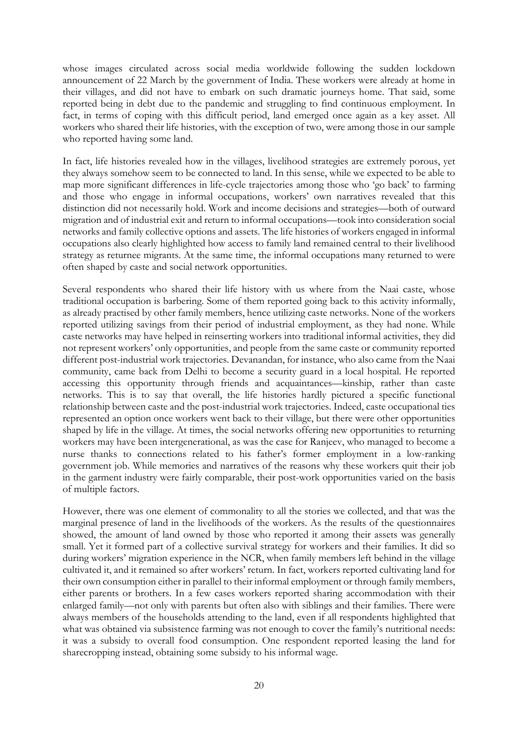whose images circulated across social media worldwide following the sudden lockdown announcement of 22 March by the government of India. These workers were already at home in their villages, and did not have to embark on such dramatic journeys home. That said, some reported being in debt due to the pandemic and struggling to find continuous employment. In fact, in terms of coping with this difficult period, land emerged once again as a key asset. All workers who shared their life histories, with the exception of two, were among those in our sample who reported having some land.

In fact, life histories revealed how in the villages, livelihood strategies are extremely porous, yet they always somehow seem to be connected to land. In this sense, while we expected to be able to map more significant differences in life-cycle trajectories among those who 'go back' to farming and those who engage in informal occupations, workers' own narratives revealed that this distinction did not necessarily hold. Work and income decisions and strategies—both of outward migration and of industrial exit and return to informal occupations—took into consideration social networks and family collective options and assets. The life histories of workers engaged in informal occupations also clearly highlighted how access to family land remained central to their livelihood strategy as returnee migrants. At the same time, the informal occupations many returned to were often shaped by caste and social network opportunities.

Several respondents who shared their life history with us where from the Naai caste, whose traditional occupation is barbering. Some of them reported going back to this activity informally, as already practised by other family members, hence utilizing caste networks. None of the workers reported utilizing savings from their period of industrial employment, as they had none. While caste networks may have helped in reinserting workers into traditional informal activities, they did not represent workers' only opportunities, and people from the same caste or community reported different post-industrial work trajectories. Devanandan, for instance, who also came from the Naai community, came back from Delhi to become a security guard in a local hospital. He reported accessing this opportunity through friends and acquaintances—kinship, rather than caste networks. This is to say that overall, the life histories hardly pictured a specific functional relationship between caste and the post-industrial work trajectories. Indeed, caste occupational ties represented an option once workers went back to their village, but there were other opportunities shaped by life in the village. At times, the social networks offering new opportunities to returning workers may have been intergenerational, as was the case for Ranjeev, who managed to become a nurse thanks to connections related to his father's former employment in a low-ranking government job. While memories and narratives of the reasons why these workers quit their job in the garment industry were fairly comparable, their post-work opportunities varied on the basis of multiple factors.

However, there was one element of commonality to all the stories we collected, and that was the marginal presence of land in the livelihoods of the workers. As the results of the questionnaires showed, the amount of land owned by those who reported it among their assets was generally small. Yet it formed part of a collective survival strategy for workers and their families. It did so during workers' migration experience in the NCR, when family members left behind in the village cultivated it, and it remained so after workers' return. In fact, workers reported cultivating land for their own consumption either in parallel to their informal employment or through family members, either parents or brothers. In a few cases workers reported sharing accommodation with their enlarged family—not only with parents but often also with siblings and their families. There were always members of the households attending to the land, even if all respondents highlighted that what was obtained via subsistence farming was not enough to cover the family's nutritional needs: it was a subsidy to overall food consumption. One respondent reported leasing the land for sharecropping instead, obtaining some subsidy to his informal wage.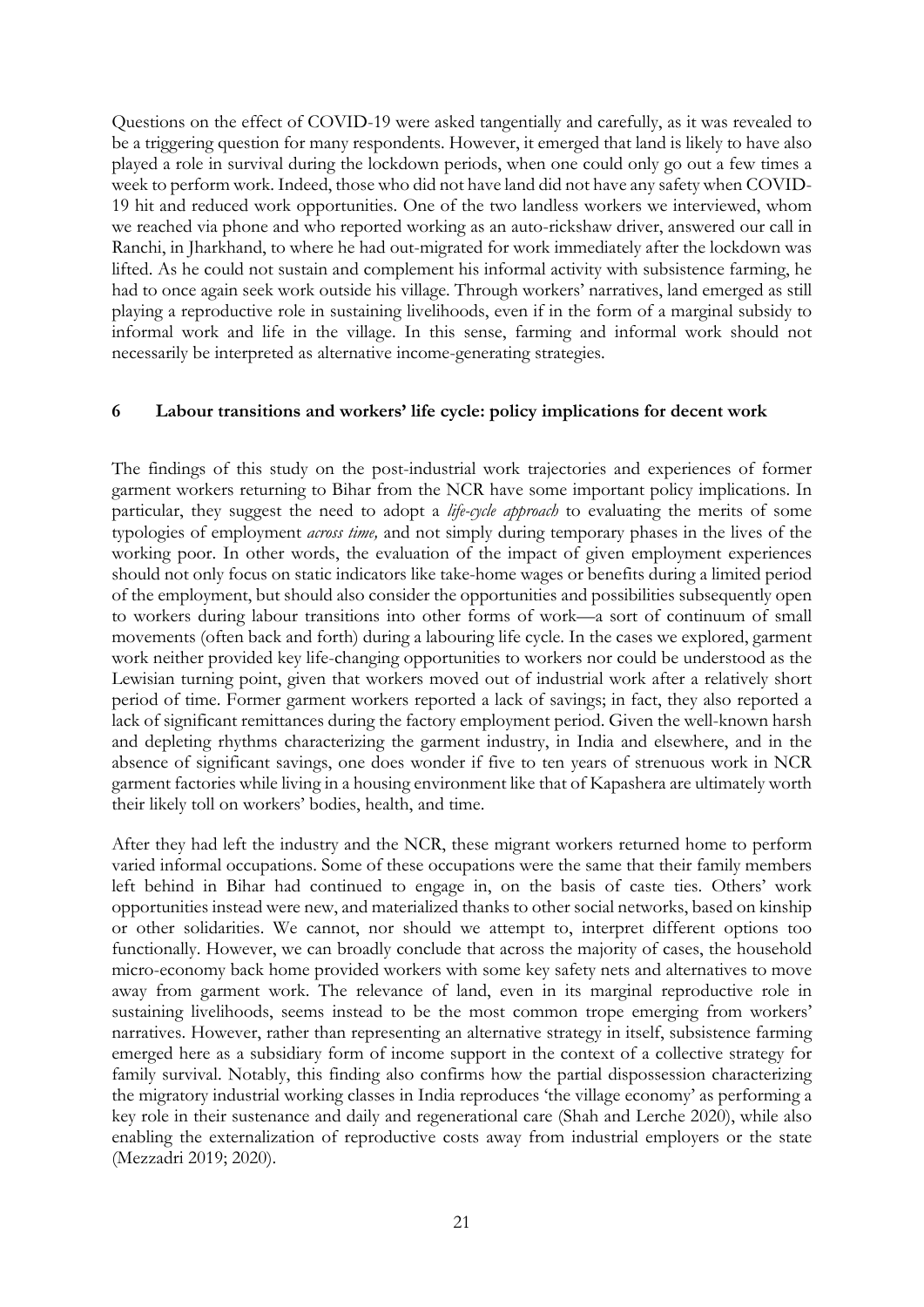Questions on the effect of COVID-19 were asked tangentially and carefully, as it was revealed to be a triggering question for many respondents. However, it emerged that land is likely to have also played a role in survival during the lockdown periods, when one could only go out a few times a week to perform work. Indeed, those who did not have land did not have any safety when COVID-19 hit and reduced work opportunities. One of the two landless workers we interviewed, whom we reached via phone and who reported working as an auto-rickshaw driver, answered our call in Ranchi, in Jharkhand, to where he had out-migrated for work immediately after the lockdown was lifted. As he could not sustain and complement his informal activity with subsistence farming, he had to once again seek work outside his village. Through workers' narratives, land emerged as still playing a reproductive role in sustaining livelihoods, even if in the form of a marginal subsidy to informal work and life in the village. In this sense, farming and informal work should not necessarily be interpreted as alternative income-generating strategies.

## 6 Labour transitions and workers' life cycle: policy implications for decent work

The findings of this study on the post-industrial work trajectories and experiences of former garment workers returning to Bihar from the NCR have some important policy implications. In particular, they suggest the need to adopt a *life-cycle approach* to evaluating the merits of some typologies of employment *across time,* and not simply during temporary phases in the lives of the working poor. In other words, the evaluation of the impact of given employment experiences should not only focus on static indicators like take-home wages or benefits during a limited period of the employment, but should also consider the opportunities and possibilities subsequently open to workers during labour transitions into other forms of work—a sort of continuum of small movements (often back and forth) during a labouring life cycle. In the cases we explored, garment work neither provided key life-changing opportunities to workers nor could be understood as the Lewisian turning point, given that workers moved out of industrial work after a relatively short period of time. Former garment workers reported a lack of savings; in fact, they also reported a lack of significant remittances during the factory employment period. Given the well-known harsh and depleting rhythms characterizing the garment industry, in India and elsewhere, and in the absence of significant savings, one does wonder if five to ten years of strenuous work in NCR garment factories while living in a housing environment like that of Kapashera are ultimately worth their likely toll on workers' bodies, health, and time.

After they had left the industry and the NCR, these migrant workers returned home to perform varied informal occupations. Some of these occupations were the same that their family members left behind in Bihar had continued to engage in, on the basis of caste ties. Others' work opportunities instead were new, and materialized thanks to other social networks, based on kinship or other solidarities. We cannot, nor should we attempt to, interpret different options too functionally. However, we can broadly conclude that across the majority of cases, the household micro-economy back home provided workers with some key safety nets and alternatives to move away from garment work. The relevance of land, even in its marginal reproductive role in sustaining livelihoods, seems instead to be the most common trope emerging from workers' narratives. However, rather than representing an alternative strategy in itself, subsistence farming emerged here as a subsidiary form of income support in the context of a collective strategy for family survival. Notably, this finding also confirms how the partial dispossession characterizing the migratory industrial working classes in India reproduces 'the village economy' as performing a key role in their sustenance and daily and regenerational care (Shah and Lerche 2020), while also enabling the externalization of reproductive costs away from industrial employers or the state (Mezzadri 2019; 2020).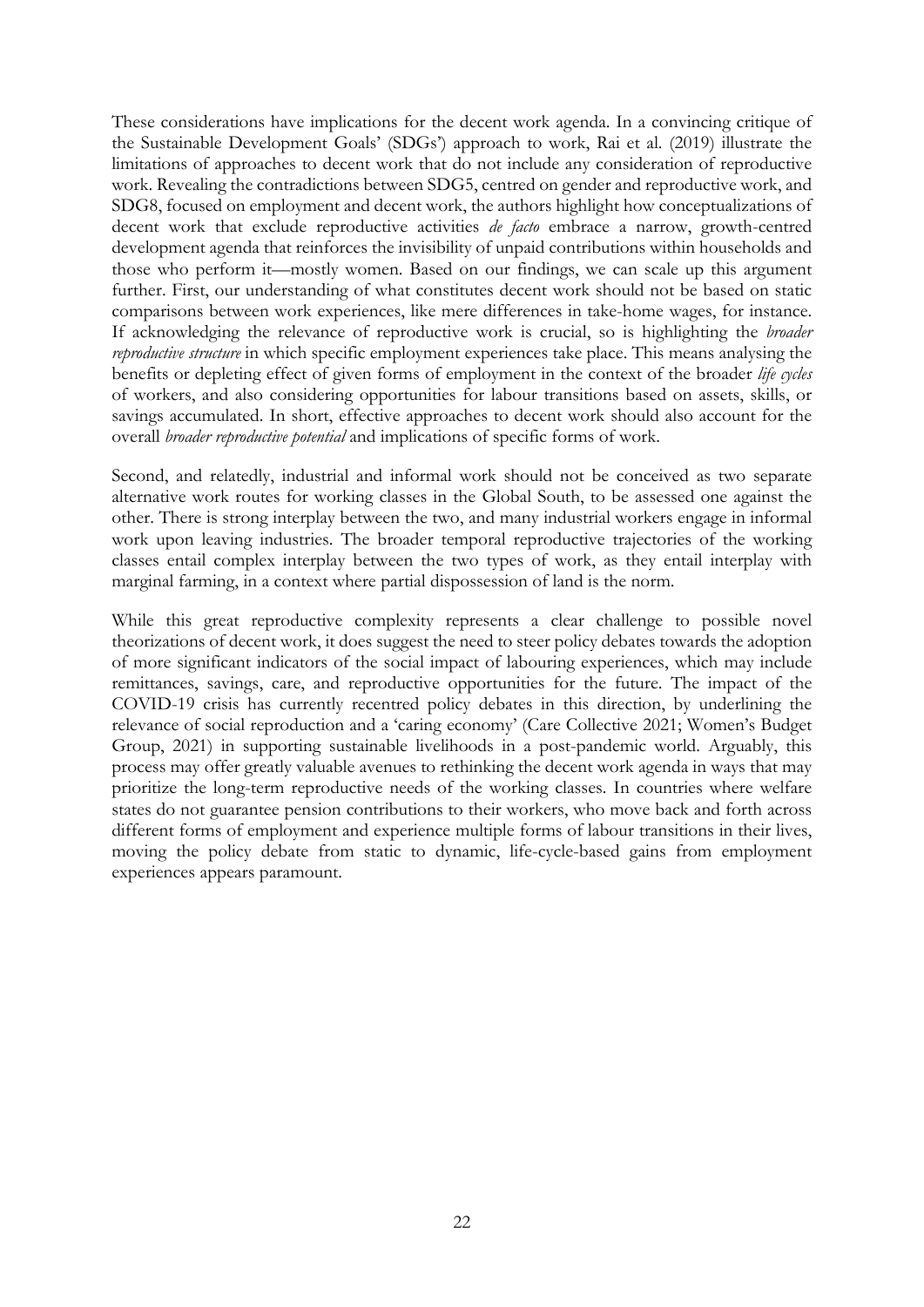These considerations have implications for the decent work agenda. In a convincing critique of the Sustainable Development Goals' (SDGs') approach to work, Rai et al. (2019) illustrate the limitations of approaches to decent work that do not include any consideration of reproductive work. Revealing the contradictions between SDG5, centred on gender and reproductive work, and SDG8, focused on employment and decent work, the authors highlight how conceptualizations of decent work that exclude reproductive activities *de facto* embrace a narrow, growth-centred development agenda that reinforces the invisibility of unpaid contributions within households and those who perform it—mostly women. Based on our findings, we can scale up this argument further. First, our understanding of what constitutes decent work should not be based on static comparisons between work experiences, like mere differences in take-home wages, for instance. If acknowledging the relevance of reproductive work is crucial, so is highlighting the *broader reproductive structure* in which specific employment experiences take place. This means analysing the benefits or depleting effect of given forms of employment in the context of the broader *life cycles* of workers, and also considering opportunities for labour transitions based on assets, skills, or savings accumulated. In short, effective approaches to decent work should also account for the overall *broader reproductive potential* and implications of specific forms of work.

Second, and relatedly, industrial and informal work should not be conceived as two separate alternative work routes for working classes in the Global South, to be assessed one against the other. There is strong interplay between the two, and many industrial workers engage in informal work upon leaving industries. The broader temporal reproductive trajectories of the working classes entail complex interplay between the two types of work, as they entail interplay with marginal farming, in a context where partial dispossession of land is the norm.

While this great reproductive complexity represents a clear challenge to possible novel theorizations of decent work, it does suggest the need to steer policy debates towards the adoption of more significant indicators of the social impact of labouring experiences, which may include remittances, savings, care, and reproductive opportunities for the future. The impact of the COVID-19 crisis has currently recentred policy debates in this direction, by underlining the relevance of social reproduction and a 'caring economy' (Care Collective 2021; Women's Budget Group, 2021) in supporting sustainable livelihoods in a post-pandemic world. Arguably, this process may offer greatly valuable avenues to rethinking the decent work agenda in ways that may prioritize the long-term reproductive needs of the working classes. In countries where welfare states do not guarantee pension contributions to their workers, who move back and forth across different forms of employment and experience multiple forms of labour transitions in their lives, moving the policy debate from static to dynamic, life-cycle-based gains from employment experiences appears paramount.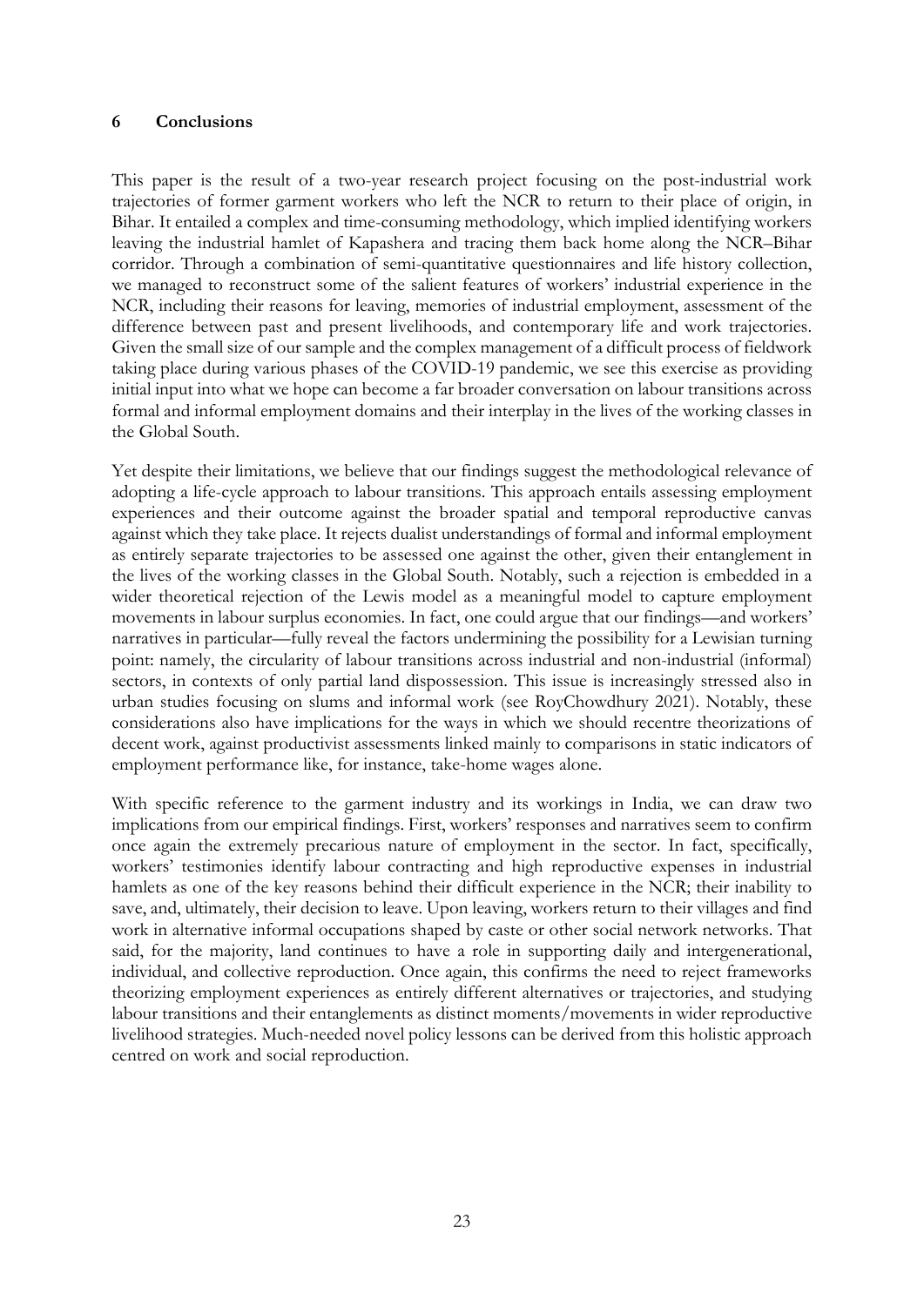## 6 Conclusions

This paper is the result of a two-year research project focusing on the post-industrial work trajectories of former garment workers who left the NCR to return to their place of origin, in Bihar. It entailed a complex and time-consuming methodology, which implied identifying workers leaving the industrial hamlet of Kapashera and tracing them back home along the NCR–Bihar corridor. Through a combination of semi-quantitative questionnaires and life history collection, we managed to reconstruct some of the salient features of workers' industrial experience in the NCR, including their reasons for leaving, memories of industrial employment, assessment of the difference between past and present livelihoods, and contemporary life and work trajectories. Given the small size of our sample and the complex management of a difficult process of fieldwork taking place during various phases of the COVID-19 pandemic, we see this exercise as providing initial input into what we hope can become a far broader conversation on labour transitions across formal and informal employment domains and their interplay in the lives of the working classes in the Global South.

Yet despite their limitations, we believe that our findings suggest the methodological relevance of adopting a life-cycle approach to labour transitions. This approach entails assessing employment experiences and their outcome against the broader spatial and temporal reproductive canvas against which they take place. It rejects dualist understandings of formal and informal employment as entirely separate trajectories to be assessed one against the other, given their entanglement in the lives of the working classes in the Global South. Notably, such a rejection is embedded in a wider theoretical rejection of the Lewis model as a meaningful model to capture employment movements in labour surplus economies. In fact, one could argue that our findings—and workers' narratives in particular—fully reveal the factors undermining the possibility for a Lewisian turning point: namely, the circularity of labour transitions across industrial and non-industrial (informal) sectors, in contexts of only partial land dispossession. This issue is increasingly stressed also in urban studies focusing on slums and informal work (see RoyChowdhury 2021). Notably, these considerations also have implications for the ways in which we should recentre theorizations of decent work, against productivist assessments linked mainly to comparisons in static indicators of employment performance like, for instance, take-home wages alone.

With specific reference to the garment industry and its workings in India, we can draw two implications from our empirical findings. First, workers' responses and narratives seem to confirm once again the extremely precarious nature of employment in the sector. In fact, specifically, workers' testimonies identify labour contracting and high reproductive expenses in industrial hamlets as one of the key reasons behind their difficult experience in the NCR; their inability to save, and, ultimately, their decision to leave. Upon leaving, workers return to their villages and find work in alternative informal occupations shaped by caste or other social network networks. That said, for the majority, land continues to have a role in supporting daily and intergenerational, individual, and collective reproduction. Once again, this confirms the need to reject frameworks theorizing employment experiences as entirely different alternatives or trajectories, and studying labour transitions and their entanglements as distinct moments/movements in wider reproductive livelihood strategies. Much-needed novel policy lessons can be derived from this holistic approach centred on work and social reproduction.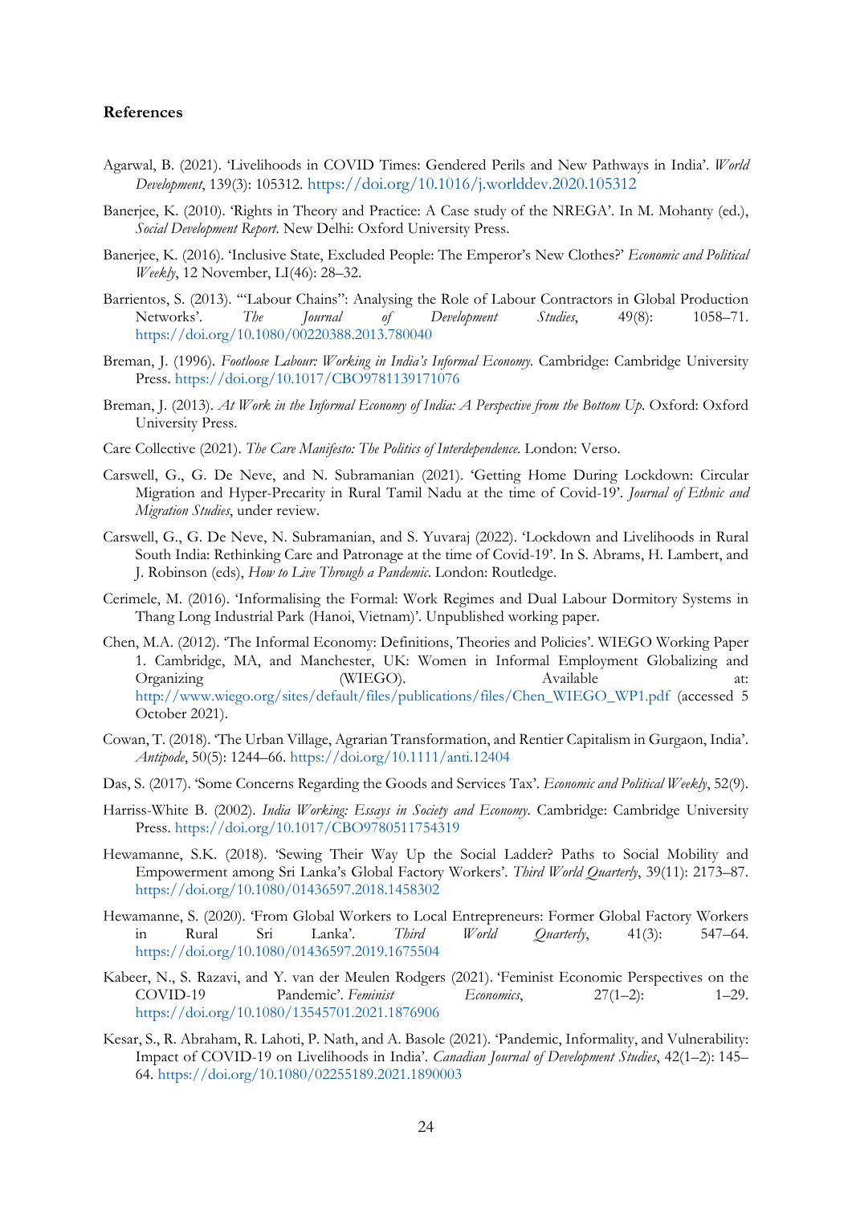**References**

Agarwal, B. (2021). 'Livelihoods in COVID Times: Gendered Perils and New Pathways in India'. *World Development*, 139(3): 105312. https://doi.org/10.1016/j.worlddev.2020.105312

Banerjee, K. (2010). 'Rights in Theory and Practice: A Case study of the NREGA'. In M. Mohanty (ed.), *Social Development Report*. New Delhi: Oxford University Press.

Banerjee, K. (2016). 'Inclusive State, Excluded People: The Emperor's New Clothes?' *Economic and Political Weekly*, 12 November, LI(46): 28–32.

Barrientos, S. (2013). '"Labour Chains": Analysing the Role of Labour Contractors in Global Production Networks'. *The Journal of Development Studies*, 49(8): 1058–71. https://doi.org/10.1080/00220388.2013.780040

Breman, J. (1996). *Footloose Labour: Working in India's Informal Economy*. Cambridge: Cambridge University Press. https://doi.org/10.1017/CBO9781139171076

Breman, J. (2013). *At Work in the Informal Economy of India: A Perspective from the Bottom Up*. Oxford: Oxford University Press.

Care Collective (2021). *The Care Manifesto: The Politics of Interdependence*. London: Verso.

Carswell, G., G. De Neve, and N. Subramanian (2021). 'Getting Home During Lockdown: Circular Migration and Hyper-Precarity in Rural Tamil Nadu at the time of Covid-19'. *Journal of Ethnic and Migration Studies*, under review.

Carswell, G., G. De Neve, N. Subramanian, and S. Yuvaraj (2022). 'Lockdown and Livelihoods in Rural South India: Rethinking Care and Patronage at the time of Covid-19'. In S. Abrams, H. Lambert, and J. Robinson (eds), *How to Live Through a Pandemic*. London: Routledge.

Cerimele, M. (2016). 'Informalising the Formal: Work Regimes and Dual Labour Dormitory Systems in Thang Long Industrial Park (Hanoi, Vietnam)'. Unpublished working paper.

Chen, M.A. (2012). 'The Informal Economy: Definitions, Theories and Policies'. WIEGO Working Paper 1. Cambridge, MA, and Manchester, UK: Women in Informal Employment Globalizing and Organizing (WIEGO). Available at: http://www.wiego.org/sites/default/files/publications/files/Chen_WIEGO_WP1.pdf (accessed 5 October 2021).

Cowan, T. (2018). 'The Urban Village, Agrarian Transformation, and Rentier Capitalism in Gurgaon, India'. *Antipode*, 50(5): 1244–66. https://doi.org/10.1111/anti.12404

Das, S. (2017). 'Some Concerns Regarding the Goods and Services Tax'. *Economic and Political Weekly*, 52(9).

Harriss-White B. (2002). *India Working: Essays in Society and Economy*. Cambridge: Cambridge University Press. https://doi.org/10.1017/CBO9780511754319

Hewamanne, S.K. (2018). 'Sewing Their Way Up the Social Ladder? Paths to Social Mobility and Empowerment among Sri Lanka's Global Factory Workers'. *Third World Quarterly*, 39(11): 2173–87. https://doi.org/10.1080/01436597.2018.1458302

Hewamanne, S. (2020). 'From Global Workers to Local Entrepreneurs: Former Global Factory Workers in Rural Sri Lanka'. *Third World Quarterly*, 41(3): 547–64. https://doi.org/10.1080/01436597.2019.1675504

Kabeer, N., S. Razavi, and Y. van der Meulen Rodgers (2021). 'Feminist Economic Perspectives on the COVID-19 Pandemic'. *Feminist Economics*, 27(1–2): 1–29. https://doi.org/10.1080/13545701.2021.1876906

Kesar, S., R. Abraham, R. Lahoti, P. Nath, and A. Basole (2021). 'Pandemic, Informality, and Vulnerability: Impact of COVID-19 on Livelihoods in India'. *Canadian Journal of Development Studies*, 42(1–2): 145–64. https://doi.org/10.1080/02255189.2021.1890003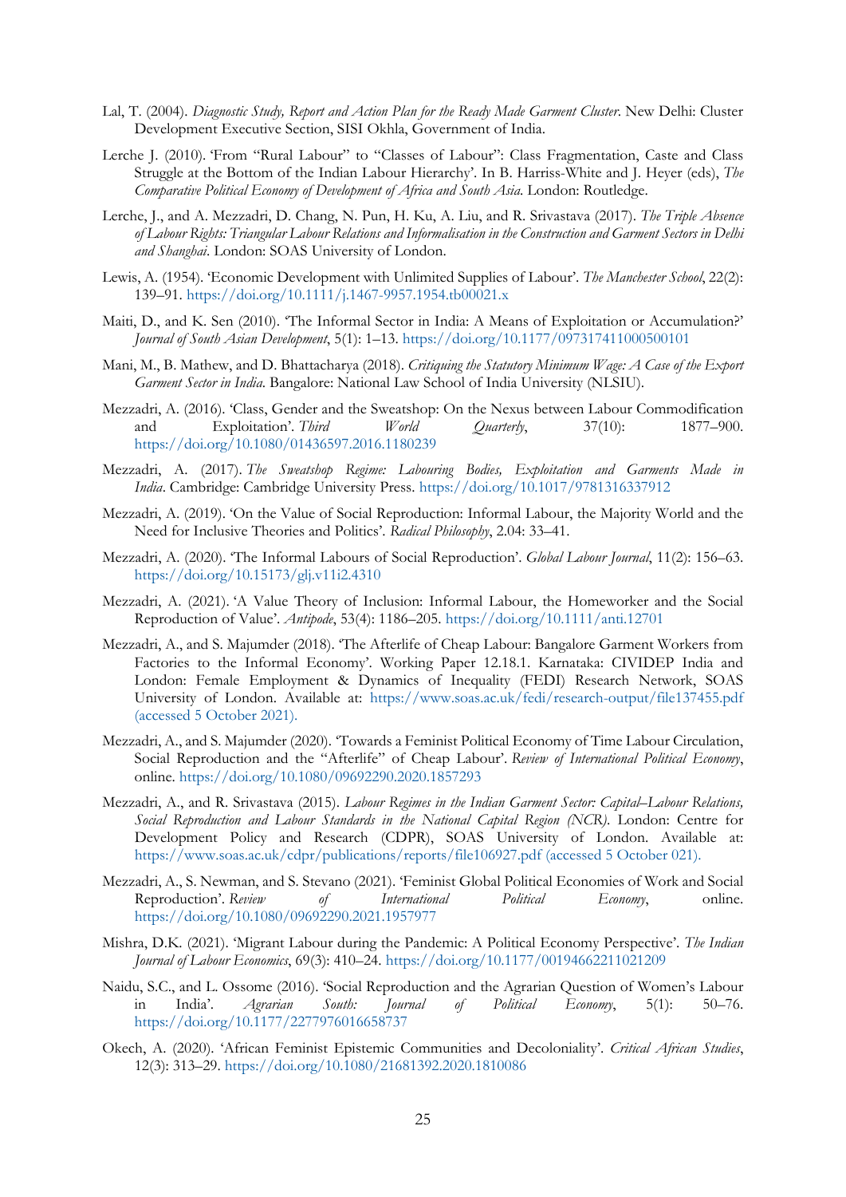Lal, T. (2004). *Diagnostic Study, Report and Action Plan for the Ready Made Garment Cluster*. New Delhi: Cluster Development Executive Section, SISI Okhla, Government of India.

Lerche J. (2010). 'From "Rural Labour" to "Classes of Labour": Class Fragmentation, Caste and Class Struggle at the Bottom of the Indian Labour Hierarchy'. In B. Harriss-White and J. Heyer (eds), *The Comparative Political Economy of Development of Africa and South Asia*. London: Routledge.

Lerche, J., and A. Mezzadri, D. Chang, N. Pun, H. Ku, A. Liu, and R. Srivastava (2017). *The Triple Absence of Labour Rights: Triangular Labour Relations and Informalisation in the Construction and Garment Sectors in Delhi and Shanghai*. London: SOAS University of London.

Lewis, A. (1954). 'Economic Development with Unlimited Supplies of Labour'. *The Manchester School*, 22(2): 139–91. https://doi.org/10.1111/j.1467-9957.1954.tb00021.x

Maiti, D., and K. Sen (2010). 'The Informal Sector in India: A Means of Exploitation or Accumulation?' *Journal of South Asian Development*, 5(1): 1–13. https://doi.org/10.1177/097317411000500101

Mani, M., B. Mathew, and D. Bhattacharya (2018). *Critiquing the Statutory Minimum Wage: A Case of the Export Garment Sector in India*. Bangalore: National Law School of India University (NLSIU).

Mezzadri, A. (2016). 'Class, Gender and the Sweatshop: On the Nexus between Labour Commodification and Exploitation'. *Third World Quarterly*, 37(10): 1877–900. https://doi.org/10.1080/01436597.2016.1180239

Mezzadri, A. (2017). *The Sweatshop Regime: Labouring Bodies, Exploitation and Garments Made in India*. Cambridge: Cambridge University Press. https://doi.org/10.1017/9781316337912

Mezzadri, A. (2019). 'On the Value of Social Reproduction: Informal Labour, the Majority World and the Need for Inclusive Theories and Politics'. *Radical Philosophy*, 2.04: 33–41.

Mezzadri, A. (2020). 'The Informal Labours of Social Reproduction'. *Global Labour Journal*, 11(2): 156–63. https://doi.org/10.15173/glj.v11i2.4310

Mezzadri, A. (2021). 'A Value Theory of Inclusion: Informal Labour, the Homeworker and the Social Reproduction of Value'. *Antipode*, 53(4): 1186–205. https://doi.org/10.1111/anti.12701

Mezzadri, A., and S. Majumder (2018). 'The Afterlife of Cheap Labour: Bangalore Garment Workers from Factories to the Informal Economy'. Working Paper 12.18.1. Karnataka: CIVIDEP India and London: Female Employment & Dynamics of Inequality (FEDI) Research Network, SOAS University of London. Available at: https://www.soas.ac.uk/fedi/research-output/file137455.pdf (accessed 5 October 2021).

Mezzadri, A., and S. Majumder (2020). 'Towards a Feminist Political Economy of Time Labour Circulation, Social Reproduction and the "Afterlife" of Cheap Labour'. *Review of International Political Economy*, online. https://doi.org/10.1080/09692290.2020.1857293

Mezzadri, A., and R. Srivastava (2015). *Labour Regimes in the Indian Garment Sector: Capital–Labour Relations, Social Reproduction and Labour Standards in the National Capital Region (NCR)*. London: Centre for Development Policy and Research (CDPR), SOAS University of London. Available at: https://www.soas.ac.uk/cdpr/publications/reports/file106927.pdf (accessed 5 October 021).

Mezzadri, A., S. Newman, and S. Stevano (2021). 'Feminist Global Political Economies of Work and Social Reproduction'. *Review of International Political Economy*, online. https://doi.org/10.1080/09692290.2021.1957977

Mishra, D.K. (2021). 'Migrant Labour during the Pandemic: A Political Economy Perspective'. *The Indian Journal of Labour Economics*, 69(3): 410–24. https://doi.org/10.1177/00194662211021209

Naidu, S.C., and L. Ossome (2016). 'Social Reproduction and the Agrarian Question of Women's Labour in India'. *Agrarian South: Journal of Political Economy*, 5(1): 50–76. https://doi.org/10.1177/2277976016658737

Okech, A. (2020). 'African Feminist Epistemic Communities and Decoloniality'. *Critical African Studies*, 12(3): 313–29. https://doi.org/10.1080/21681392.2020.1810086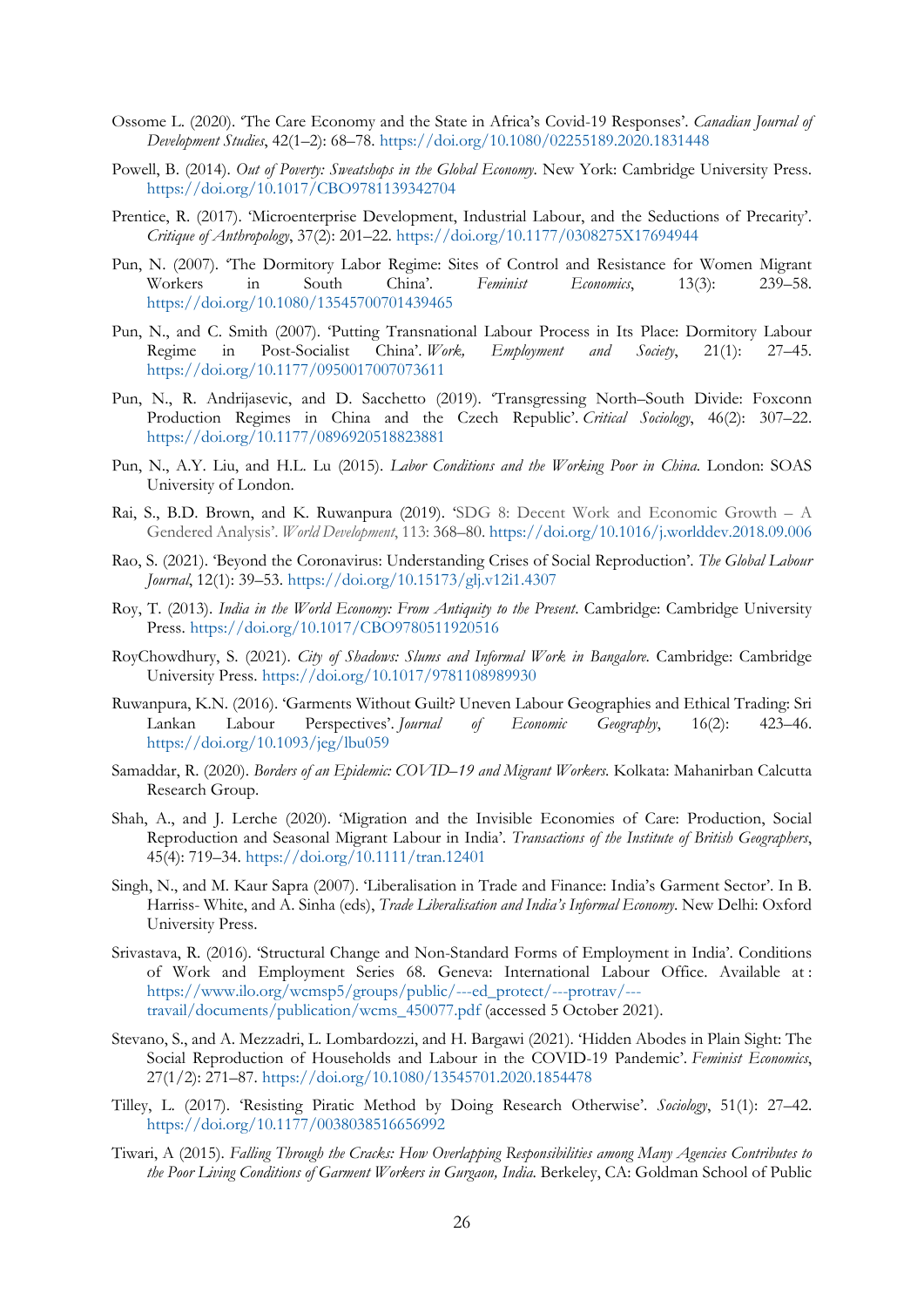Ossome L. (2020). 'The Care Economy and the State in Africa's Covid-19 Responses'. *Canadian Journal of Development Studies*, 42(1–2): 68–78. https://doi.org/10.1080/02255189.2020.1831448

Powell, B. (2014). *Out of Poverty: Sweatshops in the Global Economy.* New York: Cambridge University Press. https://doi.org/10.1017/CBO9781139342704

Prentice, R. (2017). 'Microenterprise Development, Industrial Labour, and the Seductions of Precarity'. *Critique of Anthropology*, 37(2): 201–22. https://doi.org/10.1177/0308275X17694944

Pun, N. (2007). 'The Dormitory Labor Regime: Sites of Control and Resistance for Women Migrant Workers in South China'. *Feminist Economics*, 13(3): 239–58. https://doi.org/10.1080/13545700701439465

Pun, N., and C. Smith (2007). 'Putting Transnational Labour Process in Its Place: Dormitory Labour Regime in Post-Socialist China'. *Work, Employment and Society*, 21(1): 27–45. https://doi.org/10.1177/0950017007073611

Pun, N., R. Andrijasevic, and D. Sacchetto (2019). 'Transgressing North–South Divide: Foxconn Production Regimes in China and the Czech Republic'. *Critical Sociology*, 46(2): 307–22. https://doi.org/10.1177/0896920518823881

Pun, N., A.Y. Liu, and H.L. Lu (2015). *Labor Conditions and the Working Poor in China.* London: SOAS University of London.

Rai, S., B.D. Brown, and K. Ruwanpura (2019). 'SDG 8: Decent Work and Economic Growth – A Gendered Analysis'. *World Development*, 113: 368–80. https://doi.org/10.1016/j.worlddev.2018.09.006

Rao, S. (2021). 'Beyond the Coronavirus: Understanding Crises of Social Reproduction'. *The Global Labour Journal*, 12(1): 39–53. https://doi.org/10.15173/glj.v12i1.4307

Roy, T. (2013). *India in the World Economy: From Antiquity to the Present*. Cambridge: Cambridge University Press. https://doi.org/10.1017/CBO9780511920516

RoyChowdhury, S. (2021). *City of Shadows: Slums and Informal Work in Bangalore.* Cambridge: Cambridge University Press. https://doi.org/10.1017/9781108989930

Ruwanpura, K.N. (2016). 'Garments Without Guilt? Uneven Labour Geographies and Ethical Trading: Sri Lankan Labour Perspectives'. *Journal of Economic Geography*, 16(2): 423–46. https://doi.org/10.1093/jeg/lbu059

Samaddar, R. (2020). *Borders of an Epidemic: COVID–19 and Migrant Workers.* Kolkata: Mahanirban Calcutta Research Group.

Shah, A., and J. Lerche (2020). 'Migration and the Invisible Economies of Care: Production, Social Reproduction and Seasonal Migrant Labour in India'. *Transactions of the Institute of British Geographers*, 45(4): 719–34. https://doi.org/10.1111/tran.12401

Singh, N., and M. Kaur Sapra (2007). 'Liberalisation in Trade and Finance: India's Garment Sector'. In B. Harriss- White, and A. Sinha (eds), *Trade Liberalisation and India's Informal Economy.* New Delhi: Oxford University Press.

Srivastava, R. (2016). 'Structural Change and Non-Standard Forms of Employment in India'. Conditions of Work and Employment Series 68. Geneva: International Labour Office. Available at : https://www.ilo.org/wcmsp5/groups/public/---ed_protect/---protrav/---travail/documents/publication/wcms_450077.pdf (accessed 5 October 2021).

Stevano, S., and A. Mezzadri, L. Lombardozzi, and H. Bargawi (2021). 'Hidden Abodes in Plain Sight: The Social Reproduction of Households and Labour in the COVID-19 Pandemic'. *Feminist Economics*, 27(1/2): 271–87. https://doi.org/10.1080/13545701.2020.1854478

Tilley, L. (2017). 'Resisting Piratic Method by Doing Research Otherwise'. *Sociology*, 51(1): 27–42. https://doi.org/10.1177/0038038516656992

Tiwari, A (2015). *Falling Through the Cracks: How Overlapping Responsibilities among Many Agencies Contributes to the Poor Living Conditions of Garment Workers in Gurgaon, India.* Berkeley, CA: Goldman School of Public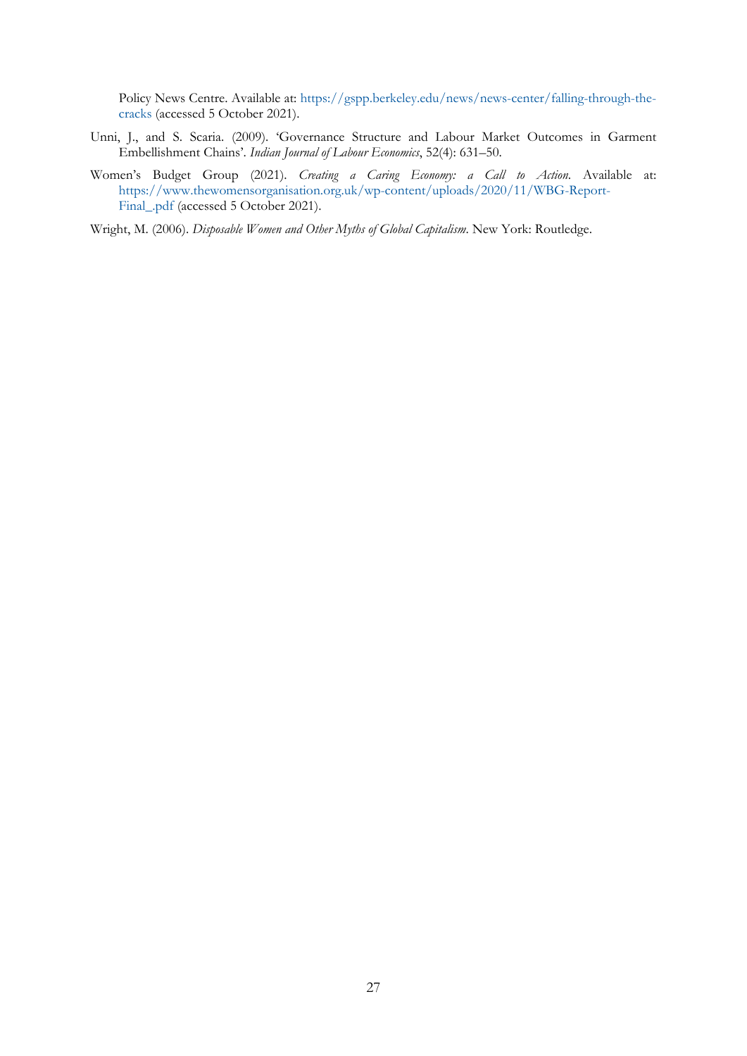Policy News Centre. Available at: https://gspp.berkeley.edu/news/news-center/falling-through-the-cracks (accessed 5 October 2021).

Unni, J., and S. Scaria. (2009). 'Governance Structure and Labour Market Outcomes in Garment Embellishment Chains'. *Indian Journal of Labour Economics*, 52(4): 631–50.

Women's Budget Group (2021). *Creating a Caring Economy: a Call to Action*. Available at: https://www.thewomensorganisation.org.uk/wp-content/uploads/2020/11/WBG-Report-Final_.pdf (accessed 5 October 2021).

Wright, M. (2006). *Disposable Women and Other Myths of Global Capitalism*. New York: Routledge.